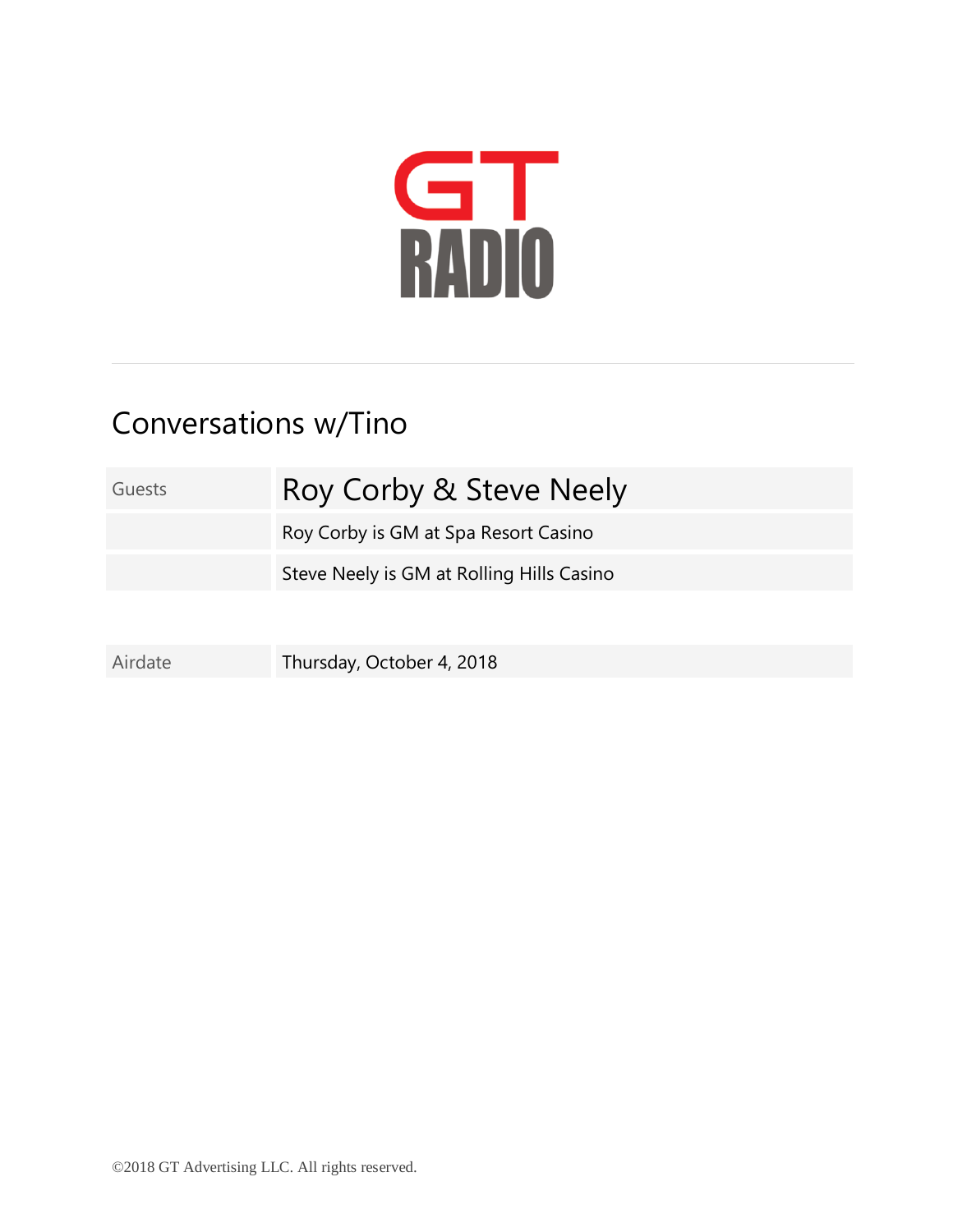# GT RADIO

## Conversations w/Tino

| Guests | Roy Corby & Steve Neely |
|---|---|
| | Roy Corby is GM at Spa Resort Casino |
| | Steve Neely is GM at Rolling Hills Casino |

| Airdate | Thursday, October 4, 2018 |
|---|---|

©2018 GT Advertising LLC. All rights reserved.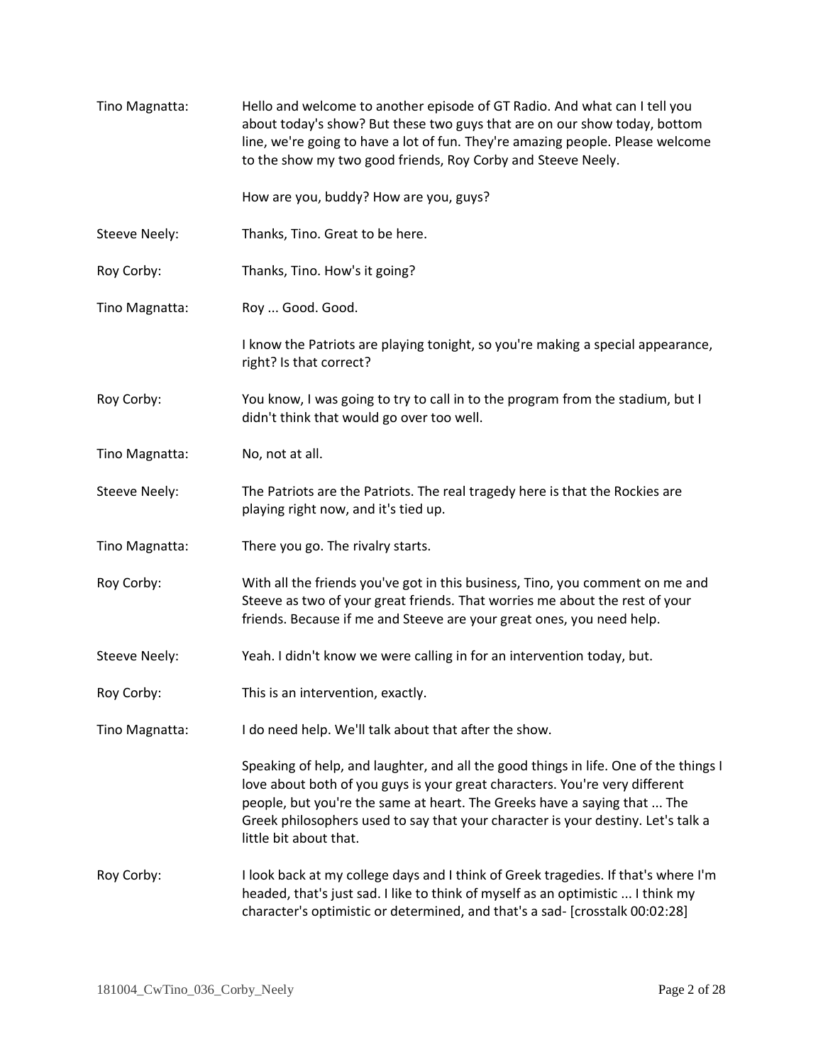Tino Magnatta: Hello and welcome to another episode of GT Radio. And what can I tell you about today's show? But these two guys that are on our show today, bottom line, we're going to have a lot of fun. They're amazing people. Please welcome to the show my two good friends, Roy Corby and Steeve Neely.

How are you, buddy? How are you, guys?

Steeve Neely: Thanks, Tino. Great to be here.

Roy Corby: Thanks, Tino. How's it going?

Tino Magnatta: Roy ... Good. Good.

I know the Patriots are playing tonight, so you're making a special appearance, right? Is that correct?

Roy Corby: You know, I was going to try to call in to the program from the stadium, but I didn't think that would go over too well.

Tino Magnatta: No, not at all.

Steeve Neely: The Patriots are the Patriots. The real tragedy here is that the Rockies are playing right now, and it's tied up.

Tino Magnatta: There you go. The rivalry starts.

Roy Corby: With all the friends you've got in this business, Tino, you comment on me and Steeve as two of your great friends. That worries me about the rest of your friends. Because if me and Steeve are your great ones, you need help.

Steeve Neely: Yeah. I didn't know we were calling in for an intervention today, but.

Roy Corby: This is an intervention, exactly.

Tino Magnatta: I do need help. We'll talk about that after the show.

Speaking of help, and laughter, and all the good things in life. One of the things I love about both of you guys is your great characters. You're very different people, but you're the same at heart. The Greeks have a saying that ... The Greek philosophers used to say that your character is your destiny. Let's talk a little bit about that.

Roy Corby: I look back at my college days and I think of Greek tragedies. If that's where I'm headed, that's just sad. I like to think of myself as an optimistic ... I think my character's optimistic or determined, and that's a sad- [crosstalk 00:02:28]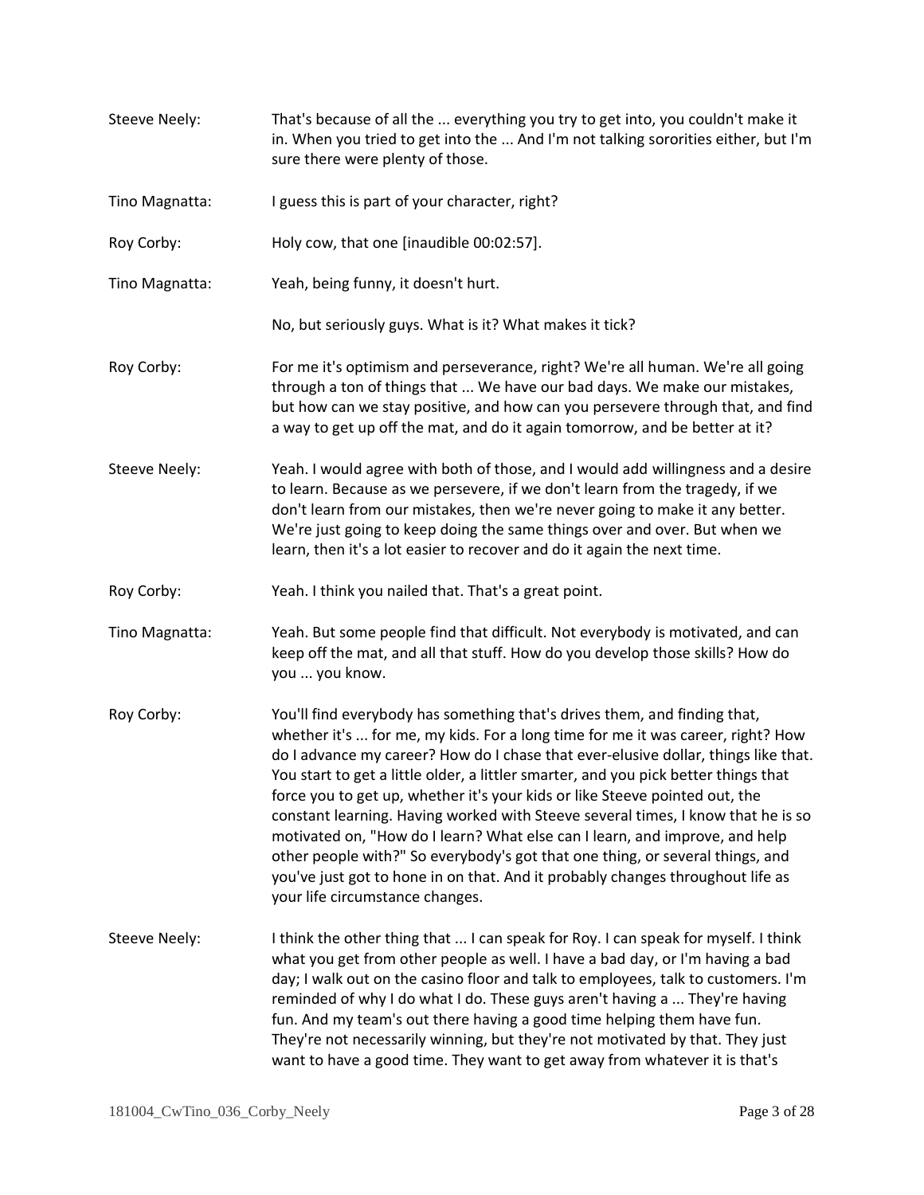**Steeve Neely:** That's because of all the ... everything you try to get into, you couldn't make it in. When you tried to get into the ... And I'm not talking sororities either, but I'm sure there were plenty of those.

**Tino Magnatta:** I guess this is part of your character, right?

**Roy Corby:** Holy cow, that one [inaudible 00:02:57].

**Tino Magnatta:** Yeah, being funny, it doesn't hurt.

No, but seriously guys. What is it? What makes it tick?

**Roy Corby:** For me it's optimism and perseverance, right? We're all human. We're all going through a ton of things that ... We have our bad days. We make our mistakes, but how can we stay positive, and how can you persevere through that, and find a way to get up off the mat, and do it again tomorrow, and be better at it?

**Steeve Neely:** Yeah. I would agree with both of those, and I would add willingness and a desire to learn. Because as we persevere, if we don't learn from the tragedy, if we don't learn from our mistakes, then we're never going to make it any better. We're just going to keep doing the same things over and over. But when we learn, then it's a lot easier to recover and do it again the next time.

**Roy Corby:** Yeah. I think you nailed that. That's a great point.

**Tino Magnatta:** Yeah. But some people find that difficult. Not everybody is motivated, and can keep off the mat, and all that stuff. How do you develop those skills? How do you ... you know.

**Roy Corby:** You'll find everybody has something that's drives them, and finding that, whether it's ... for me, my kids. For a long time for me it was career, right? How do I advance my career? How do I chase that ever-elusive dollar, things like that. You start to get a little older, a littler smarter, and you pick better things that force you to get up, whether it's your kids or like Steeve pointed out, the constant learning. Having worked with Steeve several times, I know that he is so motivated on, "How do I learn? What else can I learn, and improve, and help other people with?" So everybody's got that one thing, or several things, and you've just got to hone in on that. And it probably changes throughout life as your life circumstance changes.

**Steeve Neely:** I think the other thing that ... I can speak for Roy. I can speak for myself. I think what you get from other people as well. I have a bad day, or I'm having a bad day; I walk out on the casino floor and talk to employees, talk to customers. I'm reminded of why I do what I do. These guys aren't having a ... They're having fun. And my team's out there having a good time helping them have fun. They're not necessarily winning, but they're not motivated by that. They just want to have a good time. They want to get away from whatever it is that's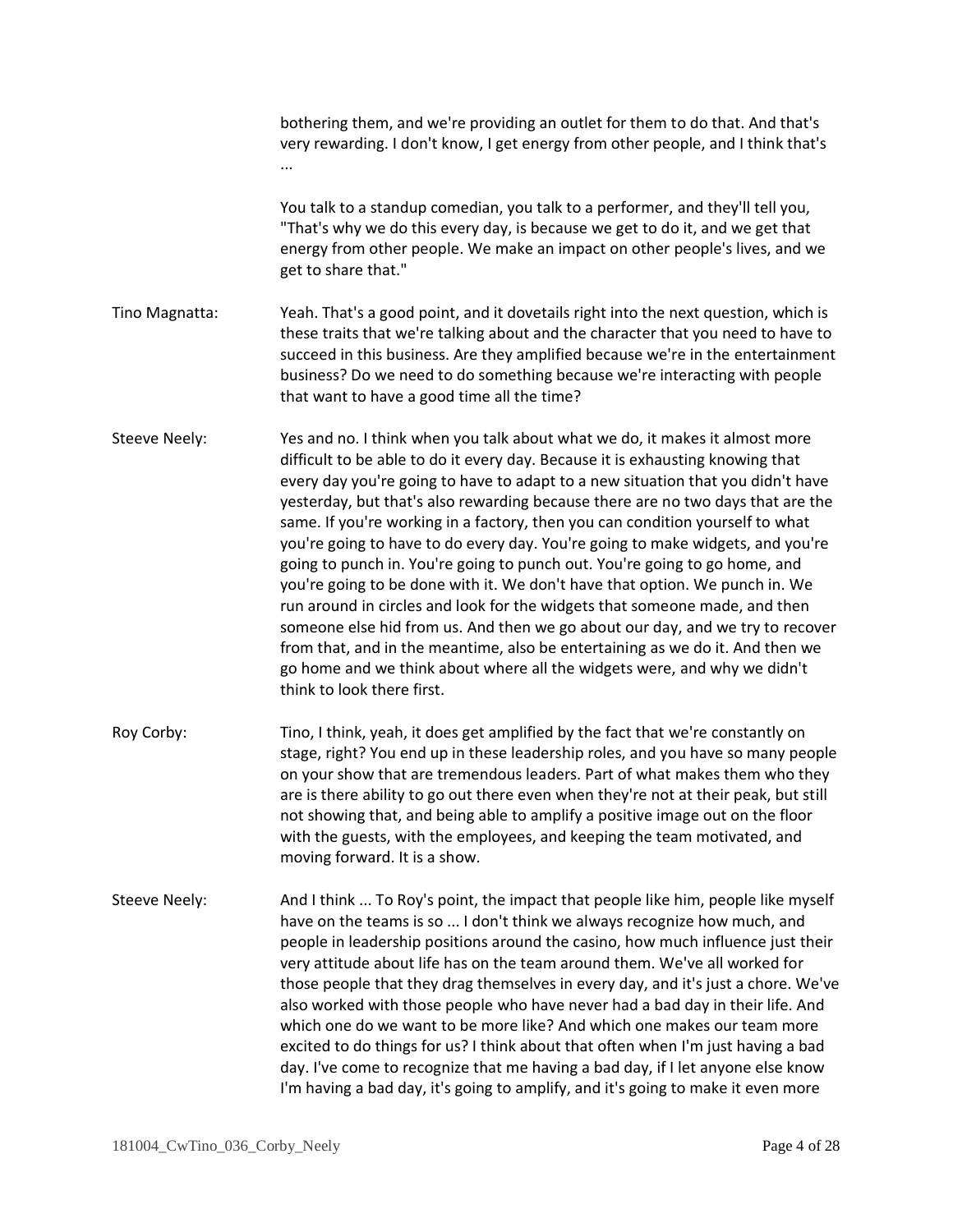bothering them, and we're providing an outlet for them to do that. And that's very rewarding. I don't know, I get energy from other people, and I think that's ...

You talk to a standup comedian, you talk to a performer, and they'll tell you, "That's why we do this every day, is because we get to do it, and we get that energy from other people. We make an impact on other people's lives, and we get to share that."

**Tino Magnatta:** Yeah. That's a good point, and it dovetails right into the next question, which is these traits that we're talking about and the character that you need to have to succeed in this business. Are they amplified because we're in the entertainment business? Do we need to do something because we're interacting with people that want to have a good time all the time?

**Steeve Neely:** Yes and no. I think when you talk about what we do, it makes it almost more difficult to be able to do it every day. Because it is exhausting knowing that every day you're going to have to adapt to a new situation that you didn't have yesterday, but that's also rewarding because there are no two days that are the same. If you're working in a factory, then you can condition yourself to what you're going to have to do every day. You're going to make widgets, and you're going to punch in. You're going to punch out. You're going to go home, and you're going to be done with it. We don't have that option. We punch in. We run around in circles and look for the widgets that someone made, and then someone else hid from us. And then we go about our day, and we try to recover from that, and in the meantime, also be entertaining as we do it. And then we go home and we think about where all the widgets were, and why we didn't think to look there first.

**Roy Corby:** Tino, I think, yeah, it does get amplified by the fact that we're constantly on stage, right? You end up in these leadership roles, and you have so many people on your show that are tremendous leaders. Part of what makes them who they are is there ability to go out there even when they're not at their peak, but still not showing that, and being able to amplify a positive image out on the floor with the guests, with the employees, and keeping the team motivated, and moving forward. It is a show.

**Steeve Neely:** And I think ... To Roy's point, the impact that people like him, people like myself have on the teams is so ... I don't think we always recognize how much, and people in leadership positions around the casino, how much influence just their very attitude about life has on the team around them. We've all worked for those people that they drag themselves in every day, and it's just a chore. We've also worked with those people who have never had a bad day in their life. And which one do we want to be more like? And which one makes our team more excited to do things for us? I think about that often when I'm just having a bad day. I've come to recognize that me having a bad day, if I let anyone else know I'm having a bad day, it's going to amplify, and it's going to make it even more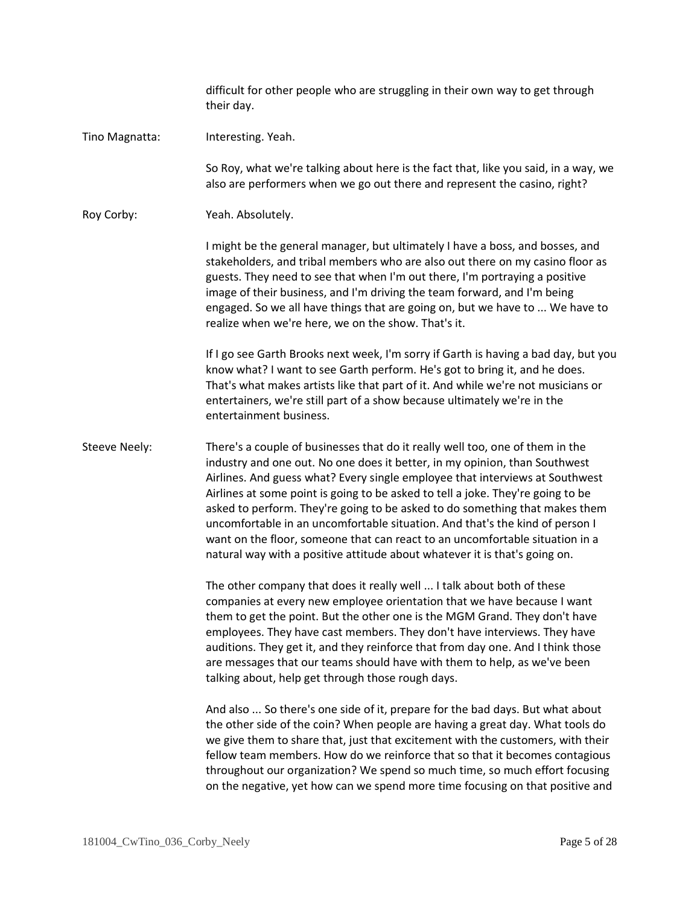difficult for other people who are struggling in their own way to get through their day.

Tino Magnatta: Interesting. Yeah.

So Roy, what we're talking about here is the fact that, like you said, in a way, we also are performers when we go out there and represent the casino, right?

Roy Corby: Yeah. Absolutely.

I might be the general manager, but ultimately I have a boss, and bosses, and stakeholders, and tribal members who are also out there on my casino floor as guests. They need to see that when I'm out there, I'm portraying a positive image of their business, and I'm driving the team forward, and I'm being engaged. So we all have things that are going on, but we have to ... We have to realize when we're here, we on the show. That's it.

If I go see Garth Brooks next week, I'm sorry if Garth is having a bad day, but you know what? I want to see Garth perform. He's got to bring it, and he does. That's what makes artists like that part of it. And while we're not musicians or entertainers, we're still part of a show because ultimately we're in the entertainment business.

Steeve Neely: There's a couple of businesses that do it really well too, one of them in the industry and one out. No one does it better, in my opinion, than Southwest Airlines. And guess what? Every single employee that interviews at Southwest Airlines at some point is going to be asked to tell a joke. They're going to be asked to perform. They're going to be asked to do something that makes them uncomfortable in an uncomfortable situation. And that's the kind of person I want on the floor, someone that can react to an uncomfortable situation in a natural way with a positive attitude about whatever it is that's going on.

The other company that does it really well ... I talk about both of these companies at every new employee orientation that we have because I want them to get the point. But the other one is the MGM Grand. They don't have employees. They have cast members. They don't have interviews. They have auditions. They get it, and they reinforce that from day one. And I think those are messages that our teams should have with them to help, as we've been talking about, help get through those rough days.

And also ... So there's one side of it, prepare for the bad days. But what about the other side of the coin? When people are having a great day. What tools do we give them to share that, just that excitement with the customers, with their fellow team members. How do we reinforce that so that it becomes contagious throughout our organization? We spend so much time, so much effort focusing on the negative, yet how can we spend more time focusing on that positive and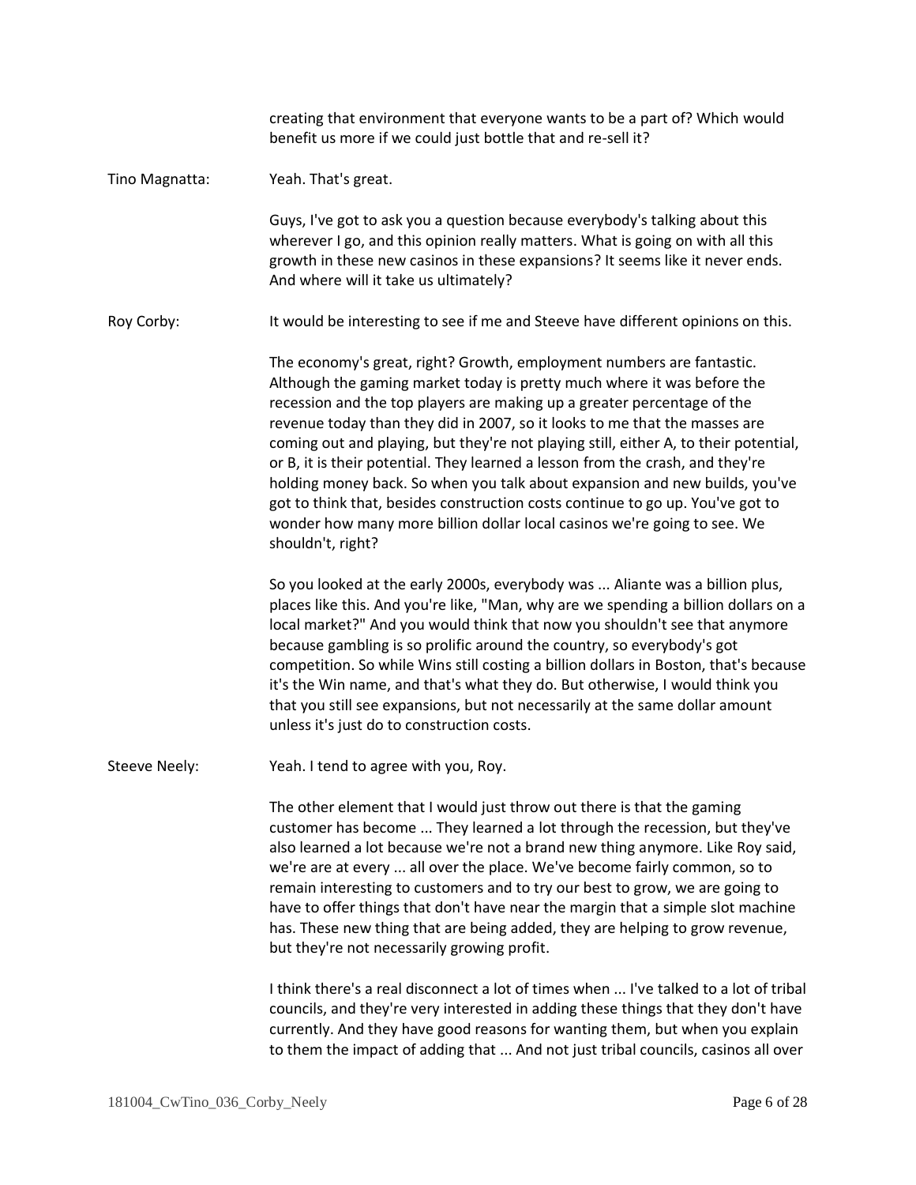creating that environment that everyone wants to be a part of? Which would benefit us more if we could just bottle that and re-sell it?

Tino Magnatta: Yeah. That's great.

Guys, I've got to ask you a question because everybody's talking about this wherever I go, and this opinion really matters. What is going on with all this growth in these new casinos in these expansions? It seems like it never ends. And where will it take us ultimately?

Roy Corby: It would be interesting to see if me and Steeve have different opinions on this.

The economy's great, right? Growth, employment numbers are fantastic. Although the gaming market today is pretty much where it was before the recession and the top players are making up a greater percentage of the revenue today than they did in 2007, so it looks to me that the masses are coming out and playing, but they're not playing still, either A, to their potential, or B, it is their potential. They learned a lesson from the crash, and they're holding money back. So when you talk about expansion and new builds, you've got to think that, besides construction costs continue to go up. You've got to wonder how many more billion dollar local casinos we're going to see. We shouldn't, right?

So you looked at the early 2000s, everybody was ... Aliante was a billion plus, places like this. And you're like, "Man, why are we spending a billion dollars on a local market?" And you would think that now you shouldn't see that anymore because gambling is so prolific around the country, so everybody's got competition. So while Wins still costing a billion dollars in Boston, that's because it's the Win name, and that's what they do. But otherwise, I would think you that you still see expansions, but not necessarily at the same dollar amount unless it's just do to construction costs.

Steeve Neely: Yeah. I tend to agree with you, Roy.

The other element that I would just throw out there is that the gaming customer has become ... They learned a lot through the recession, but they've also learned a lot because we're not a brand new thing anymore. Like Roy said, we're are at every ... all over the place. We've become fairly common, so to remain interesting to customers and to try our best to grow, we are going to have to offer things that don't have near the margin that a simple slot machine has. These new thing that are being added, they are helping to grow revenue, but they're not necessarily growing profit.

I think there's a real disconnect a lot of times when ... I've talked to a lot of tribal councils, and they're very interested in adding these things that they don't have currently. And they have good reasons for wanting them, but when you explain to them the impact of adding that ... And not just tribal councils, casinos all over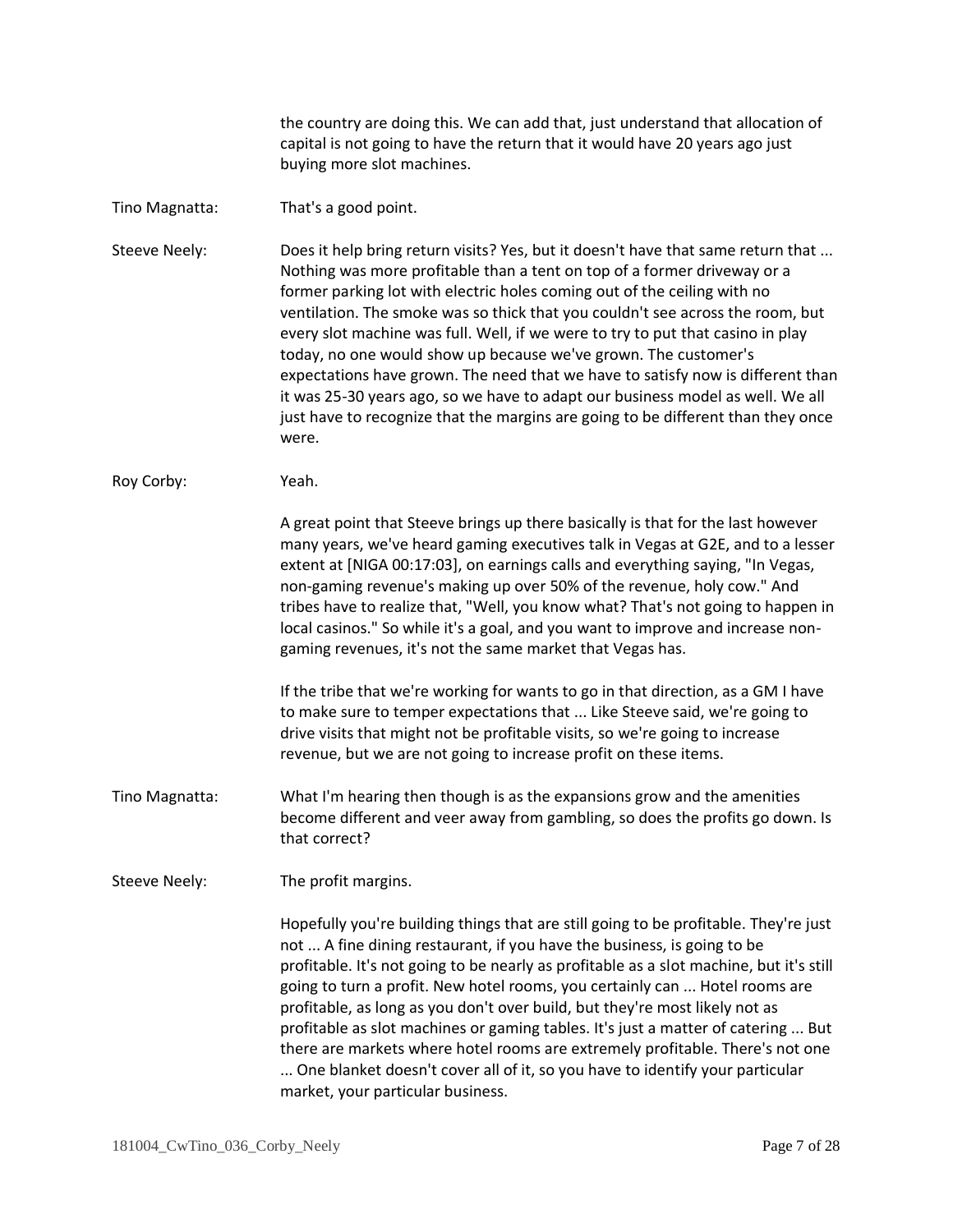the country are doing this. We can add that, just understand that allocation of capital is not going to have the return that it would have 20 years ago just buying more slot machines.

Tino Magnatta: That's a good point.

Steeve Neely: Does it help bring return visits? Yes, but it doesn't have that same return that ... Nothing was more profitable than a tent on top of a former driveway or a former parking lot with electric holes coming out of the ceiling with no ventilation. The smoke was so thick that you couldn't see across the room, but every slot machine was full. Well, if we were to try to put that casino in play today, no one would show up because we've grown. The customer's expectations have grown. The need that we have to satisfy now is different than it was 25-30 years ago, so we have to adapt our business model as well. We all just have to recognize that the margins are going to be different than they once were.

Roy Corby: Yeah.

A great point that Steeve brings up there basically is that for the last however many years, we've heard gaming executives talk in Vegas at G2E, and to a lesser extent at [NIGA 00:17:03], on earnings calls and everything saying, "In Vegas, non-gaming revenue's making up over 50% of the revenue, holy cow." And tribes have to realize that, "Well, you know what? That's not going to happen in local casinos." So while it's a goal, and you want to improve and increase non-gaming revenues, it's not the same market that Vegas has.

If the tribe that we're working for wants to go in that direction, as a GM I have to make sure to temper expectations that ... Like Steeve said, we're going to drive visits that might not be profitable visits, so we're going to increase revenue, but we are not going to increase profit on these items.

Tino Magnatta: What I'm hearing then though is as the expansions grow and the amenities become different and veer away from gambling, so does the profits go down. Is that correct?

Steeve Neely: The profit margins.

Hopefully you're building things that are still going to be profitable. They're just not ... A fine dining restaurant, if you have the business, is going to be profitable. It's not going to be nearly as profitable as a slot machine, but it's still going to turn a profit. New hotel rooms, you certainly can ... Hotel rooms are profitable, as long as you don't over build, but they're most likely not as profitable as slot machines or gaming tables. It's just a matter of catering ... But there are markets where hotel rooms are extremely profitable. There's not one ... One blanket doesn't cover all of it, so you have to identify your particular market, your particular business.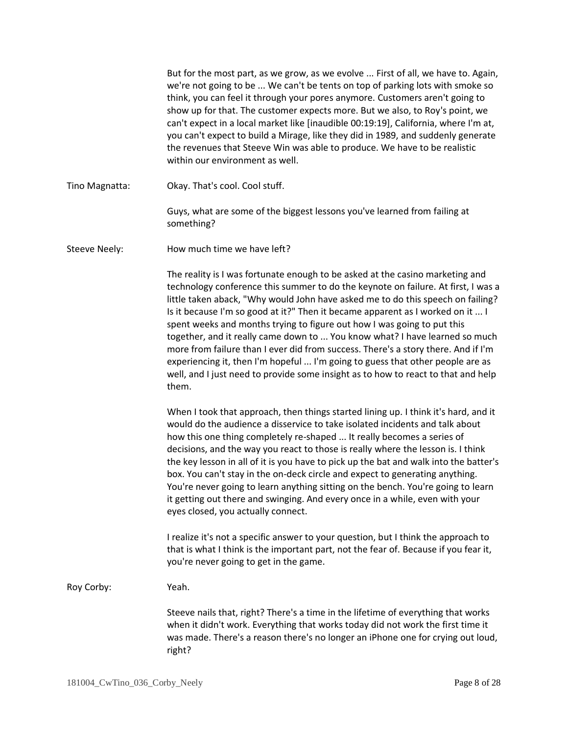But for the most part, as we grow, as we evolve ... First of all, we have to. Again, we're not going to be ... We can't be tents on top of parking lots with smoke so think, you can feel it through your pores anymore. Customers aren't going to show up for that. The customer expects more. But we also, to Roy's point, we can't expect in a local market like [inaudible 00:19:19], California, where I'm at, you can't expect to build a Mirage, like they did in 1989, and suddenly generate the revenues that Steeve Win was able to produce. We have to be realistic within our environment as well.

Tino Magnatta: Okay. That's cool. Cool stuff.

Guys, what are some of the biggest lessons you've learned from failing at something?

Steeve Neely: How much time we have left?

The reality is I was fortunate enough to be asked at the casino marketing and technology conference this summer to do the keynote on failure. At first, I was a little taken aback, "Why would John have asked me to do this speech on failing? Is it because I'm so good at it?" Then it became apparent as I worked on it ... I spent weeks and months trying to figure out how I was going to put this together, and it really came down to ... You know what? I have learned so much more from failure than I ever did from success. There's a story there. And if I'm experiencing it, then I'm hopeful ... I'm going to guess that other people are as well, and I just need to provide some insight as to how to react to that and help them.

When I took that approach, then things started lining up. I think it's hard, and it would do the audience a disservice to take isolated incidents and talk about how this one thing completely re-shaped ... It really becomes a series of decisions, and the way you react to those is really where the lesson is. I think the key lesson in all of it is you have to pick up the bat and walk into the batter's box. You can't stay in the on-deck circle and expect to generating anything. You're never going to learn anything sitting on the bench. You're going to learn it getting out there and swinging. And every once in a while, even with your eyes closed, you actually connect.

I realize it's not a specific answer to your question, but I think the approach to that is what I think is the important part, not the fear of. Because if you fear it, you're never going to get in the game.

Roy Corby: Yeah.

Steeve nails that, right? There's a time in the lifetime of everything that works when it didn't work. Everything that works today did not work the first time it was made. There's a reason there's no longer an iPhone one for crying out loud, right?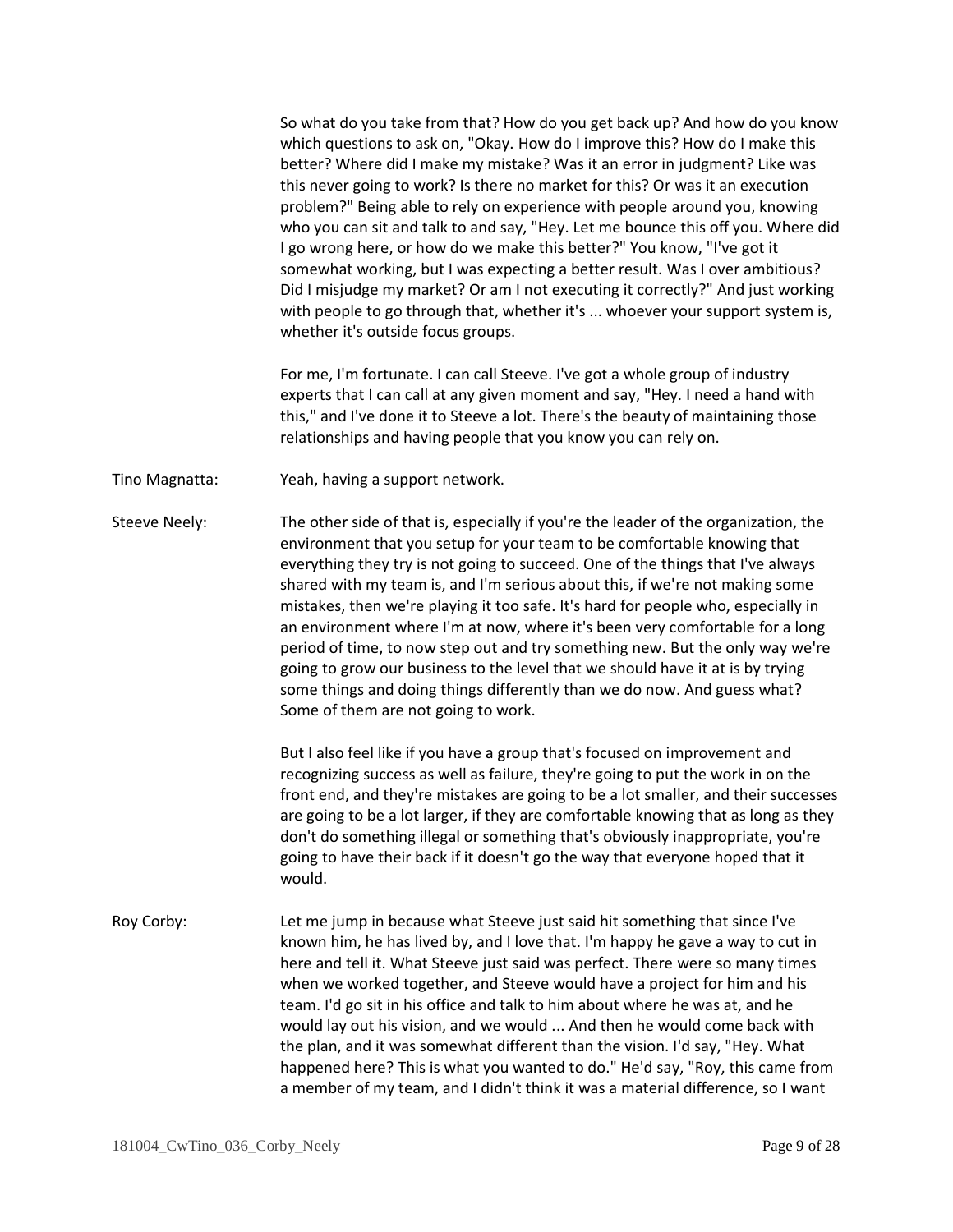So what do you take from that? How do you get back up? And how do you know which questions to ask on, "Okay. How do I improve this? How do I make this better? Where did I make my mistake? Was it an error in judgment? Like was this never going to work? Is there no market for this? Or was it an execution problem?" Being able to rely on experience with people around you, knowing who you can sit and talk to and say, "Hey. Let me bounce this off you. Where did I go wrong here, or how do we make this better?" You know, "I've got it somewhat working, but I was expecting a better result. Was I over ambitious? Did I misjudge my market? Or am I not executing it correctly?" And just working with people to go through that, whether it's ... whoever your support system is, whether it's outside focus groups.

For me, I'm fortunate. I can call Steeve. I've got a whole group of industry experts that I can call at any given moment and say, "Hey. I need a hand with this," and I've done it to Steeve a lot. There's the beauty of maintaining those relationships and having people that you know you can rely on.

Tino Magnatta: Yeah, having a support network.

Steeve Neely: The other side of that is, especially if you're the leader of the organization, the environment that you setup for your team to be comfortable knowing that everything they try is not going to succeed. One of the things that I've always shared with my team is, and I'm serious about this, if we're not making some mistakes, then we're playing it too safe. It's hard for people who, especially in an environment where I'm at now, where it's been very comfortable for a long period of time, to now step out and try something new. But the only way we're going to grow our business to the level that we should have it at is by trying some things and doing things differently than we do now. And guess what? Some of them are not going to work.

But I also feel like if you have a group that's focused on improvement and recognizing success as well as failure, they're going to put the work in on the front end, and they're mistakes are going to be a lot smaller, and their successes are going to be a lot larger, if they are comfortable knowing that as long as they don't do something illegal or something that's obviously inappropriate, you're going to have their back if it doesn't go the way that everyone hoped that it would.

Roy Corby: Let me jump in because what Steeve just said hit something that since I've known him, he has lived by, and I love that. I'm happy he gave a way to cut in here and tell it. What Steeve just said was perfect. There were so many times when we worked together, and Steeve would have a project for him and his team. I'd go sit in his office and talk to him about where he was at, and he would lay out his vision, and we would ... And then he would come back with the plan, and it was somewhat different than the vision. I'd say, "Hey. What happened here? This is what you wanted to do." He'd say, "Roy, this came from a member of my team, and I didn't think it was a material difference, so I want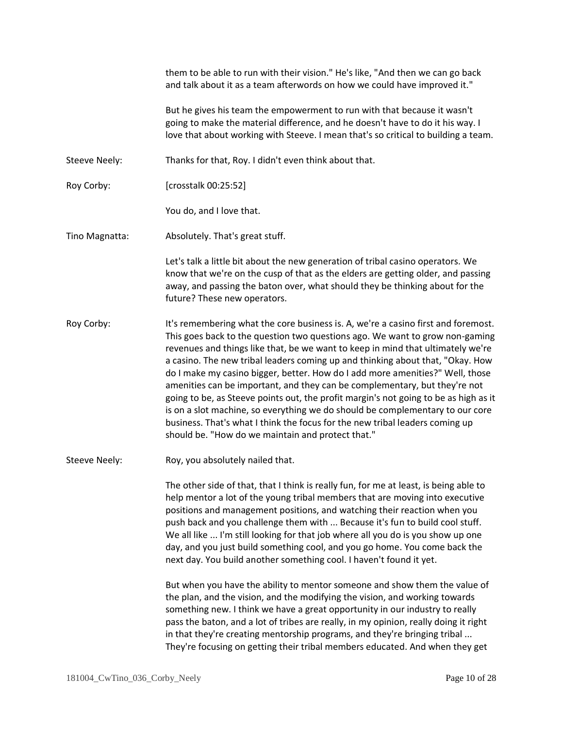them to be able to run with their vision." He's like, "And then we can go back and talk about it as a team afterwords on how we could have improved it."

But he gives his team the empowerment to run with that because it wasn't going to make the material difference, and he doesn't have to do it his way. I love that about working with Steeve. I mean that's so critical to building a team.

**Steeve Neely:** Thanks for that, Roy. I didn't even think about that.

**Roy Corby:** [crosstalk 00:25:52]

You do, and I love that.

**Tino Magnatta:** Absolutely. That's great stuff.

Let's talk a little bit about the new generation of tribal casino operators. We know that we're on the cusp of that as the elders are getting older, and passing away, and passing the baton over, what should they be thinking about for the future? These new operators.

**Roy Corby:** It's remembering what the core business is. A, we're a casino first and foremost. This goes back to the question two questions ago. We want to grow non-gaming revenues and things like that, be we want to keep in mind that ultimately we're a casino. The new tribal leaders coming up and thinking about that, "Okay. How do I make my casino bigger, better. How do I add more amenities?" Well, those amenities can be important, and they can be complementary, but they're not going to be, as Steeve points out, the profit margin's not going to be as high as it is on a slot machine, so everything we do should be complementary to our core business. That's what I think the focus for the new tribal leaders coming up should be. "How do we maintain and protect that."

**Steeve Neely:** Roy, you absolutely nailed that.

The other side of that, that I think is really fun, for me at least, is being able to help mentor a lot of the young tribal members that are moving into executive positions and management positions, and watching their reaction when you push back and you challenge them with ... Because it's fun to build cool stuff. We all like ... I'm still looking for that job where all you do is you show up one day, and you just build something cool, and you go home. You come back the next day. You build another something cool. I haven't found it yet.

But when you have the ability to mentor someone and show them the value of the plan, and the vision, and the modifying the vision, and working towards something new. I think we have a great opportunity in our industry to really pass the baton, and a lot of tribes are really, in my opinion, really doing it right in that they're creating mentorship programs, and they're bringing tribal ... They're focusing on getting their tribal members educated. And when they get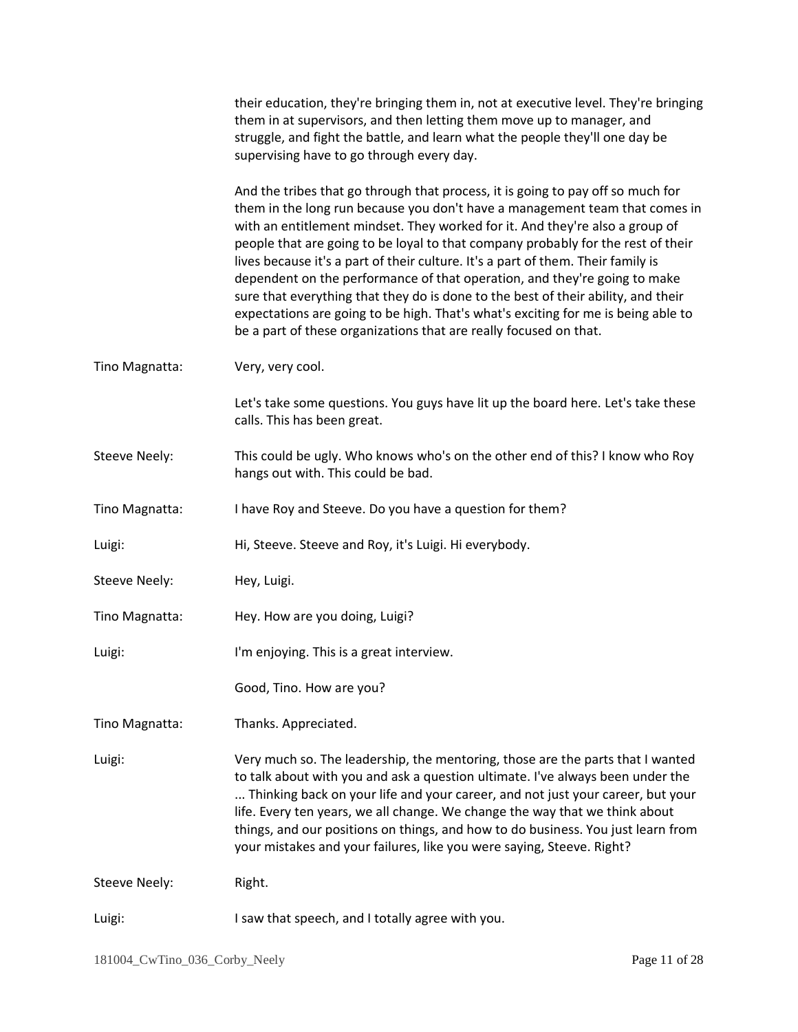their education, they're bringing them in, not at executive level. They're bringing them in at supervisors, and then letting them move up to manager, and struggle, and fight the battle, and learn what the people they'll one day be supervising have to go through every day.

And the tribes that go through that process, it is going to pay off so much for them in the long run because you don't have a management team that comes in with an entitlement mindset. They worked for it. And they're also a group of people that are going to be loyal to that company probably for the rest of their lives because it's a part of their culture. It's a part of them. Their family is dependent on the performance of that operation, and they're going to make sure that everything that they do is done to the best of their ability, and their expectations are going to be high. That's what's exciting for me is being able to be a part of these organizations that are really focused on that.

**Tino Magnatta:** Very, very cool.

Let's take some questions. You guys have lit up the board here. Let's take these calls. This has been great.

**Steeve Neely:** This could be ugly. Who knows who's on the other end of this? I know who Roy hangs out with. This could be bad.

**Tino Magnatta:** I have Roy and Steeve. Do you have a question for them?

**Luigi:** Hi, Steeve. Steeve and Roy, it's Luigi. Hi everybody.

**Steeve Neely:** Hey, Luigi.

**Tino Magnatta:** Hey. How are you doing, Luigi?

**Luigi:** I'm enjoying. This is a great interview.

Good, Tino. How are you?

**Tino Magnatta:** Thanks. Appreciated.

**Luigi:** Very much so. The leadership, the mentoring, those are the parts that I wanted to talk about with you and ask a question ultimate. I've always been under the ... Thinking back on your life and your career, and not just your career, but your life. Every ten years, we all change. We change the way that we think about things, and our positions on things, and how to do business. You just learn from your mistakes and your failures, like you were saying, Steeve. Right?

**Steeve Neely:** Right.

**Luigi:** I saw that speech, and I totally agree with you.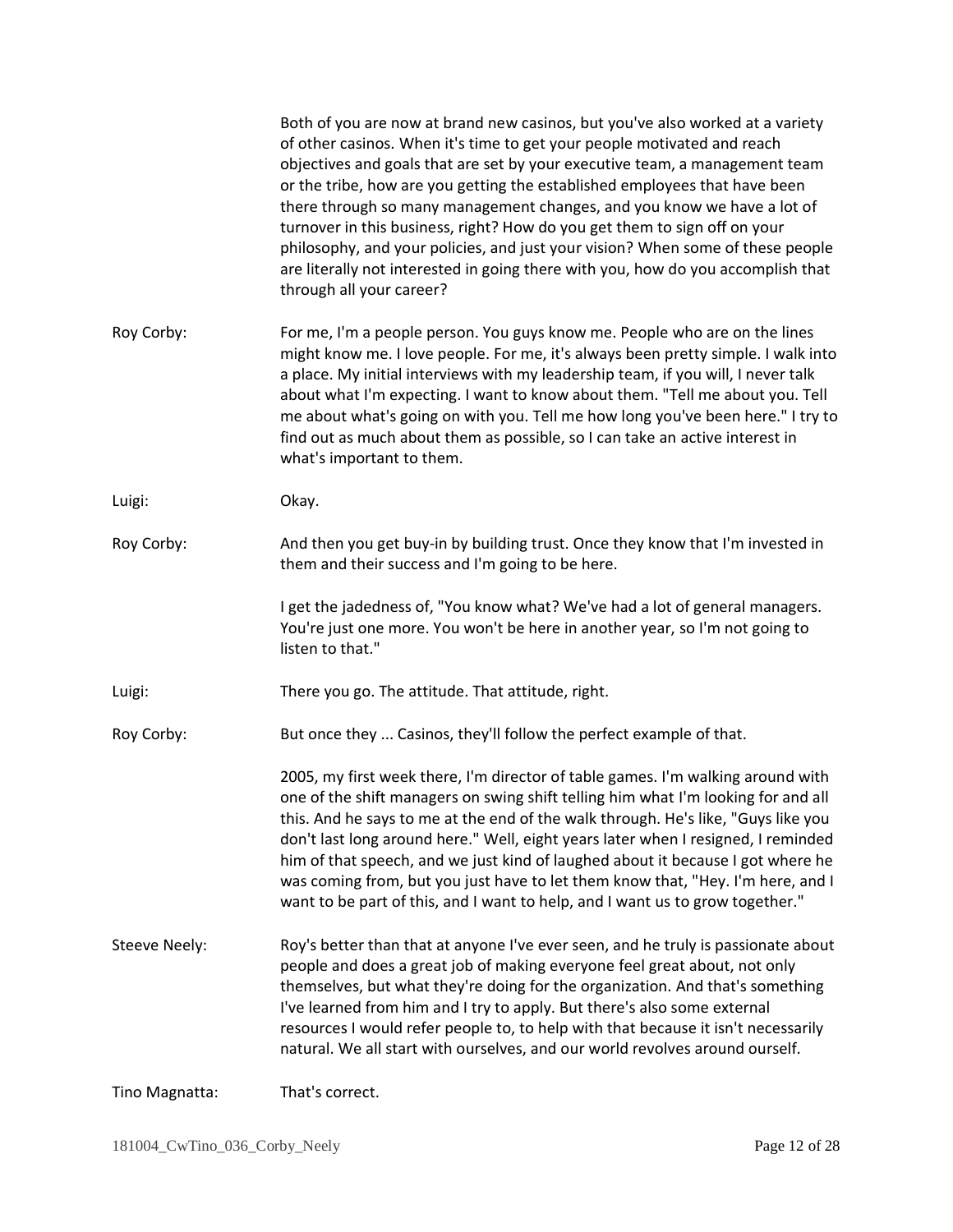Both of you are now at brand new casinos, but you've also worked at a variety of other casinos. When it's time to get your people motivated and reach objectives and goals that are set by your executive team, a management team or the tribe, how are you getting the established employees that have been there through so many management changes, and you know we have a lot of turnover in this business, right? How do you get them to sign off on your philosophy, and your policies, and just your vision? When some of these people are literally not interested in going there with you, how do you accomplish that through all your career?

**Roy Corby:** For me, I'm a people person. You guys know me. People who are on the lines might know me. I love people. For me, it's always been pretty simple. I walk into a place. My initial interviews with my leadership team, if you will, I never talk about what I'm expecting. I want to know about them. "Tell me about you. Tell me about what's going on with you. Tell me how long you've been here." I try to find out as much about them as possible, so I can take an active interest in what's important to them.

**Luigi:** Okay.

**Roy Corby:** And then you get buy-in by building trust. Once they know that I'm invested in them and their success and I'm going to be here.

I get the jadedness of, "You know what? We've had a lot of general managers. You're just one more. You won't be here in another year, so I'm not going to listen to that."

**Luigi:** There you go. The attitude. That attitude, right.

**Roy Corby:** But once they ... Casinos, they'll follow the perfect example of that.

2005, my first week there, I'm director of table games. I'm walking around with one of the shift managers on swing shift telling him what I'm looking for and all this. And he says to me at the end of the walk through. He's like, "Guys like you don't last long around here." Well, eight years later when I resigned, I reminded him of that speech, and we just kind of laughed about it because I got where he was coming from, but you just have to let them know that, "Hey. I'm here, and I want to be part of this, and I want to help, and I want us to grow together."

**Steeve Neely:** Roy's better than that at anyone I've ever seen, and he truly is passionate about people and does a great job of making everyone feel great about, not only themselves, but what they're doing for the organization. And that's something I've learned from him and I try to apply. But there's also some external resources I would refer people to, to help with that because it isn't necessarily natural. We all start with ourselves, and our world revolves around ourself.

**Tino Magnatta:** That's correct.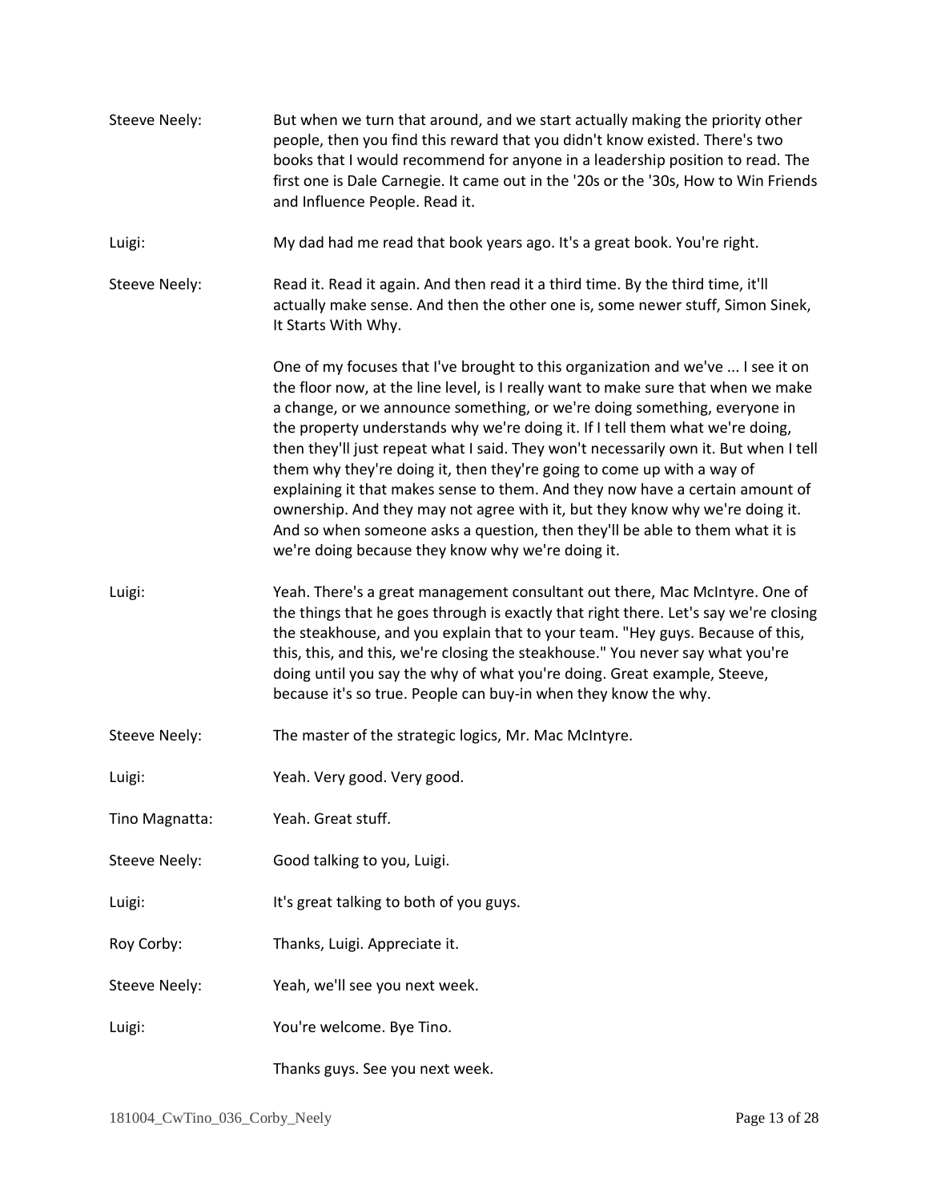Steeve Neely: But when we turn that around, and we start actually making the priority other people, then you find this reward that you didn't know existed. There's two books that I would recommend for anyone in a leadership position to read. The first one is Dale Carnegie. It came out in the '20s or the '30s, How to Win Friends and Influence People. Read it.

Luigi: My dad had me read that book years ago. It's a great book. You're right.

Steeve Neely: Read it. Read it again. And then read it a third time. By the third time, it'll actually make sense. And then the other one is, some newer stuff, Simon Sinek, It Starts With Why.

One of my focuses that I've brought to this organization and we've ... I see it on the floor now, at the line level, is I really want to make sure that when we make a change, or we announce something, or we're doing something, everyone in the property understands why we're doing it. If I tell them what we're doing, then they'll just repeat what I said. They won't necessarily own it. But when I tell them why they're doing it, then they're going to come up with a way of explaining it that makes sense to them. And they now have a certain amount of ownership. And they may not agree with it, but they know why we're doing it. And so when someone asks a question, then they'll be able to them what it is we're doing because they know why we're doing it.

Luigi: Yeah. There's a great management consultant out there, Mac McIntyre. One of the things that he goes through is exactly that right there. Let's say we're closing the steakhouse, and you explain that to your team. "Hey guys. Because of this, this, this, and this, we're closing the steakhouse." You never say what you're doing until you say the why of what you're doing. Great example, Steeve, because it's so true. People can buy-in when they know the why.

Steeve Neely: The master of the strategic logics, Mr. Mac McIntyre.

Luigi: Yeah. Very good. Very good.

Tino Magnatta: Yeah. Great stuff.

Steeve Neely: Good talking to you, Luigi.

Luigi: It's great talking to both of you guys.

Roy Corby: Thanks, Luigi. Appreciate it.

Steeve Neely: Yeah, we'll see you next week.

Luigi: You're welcome. Bye Tino.

Thanks guys. See you next week.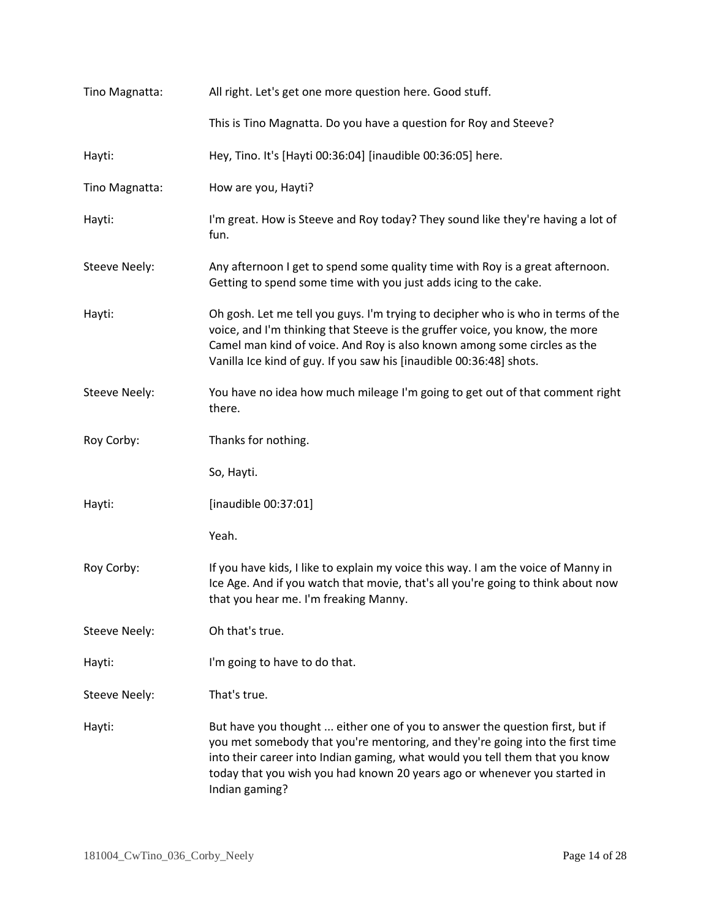Tino Magnatta: All right. Let's get one more question here. Good stuff.

This is Tino Magnatta. Do you have a question for Roy and Steeve?

Hayti: Hey, Tino. It's [Hayti 00:36:04] [inaudible 00:36:05] here.

Tino Magnatta: How are you, Hayti?

Hayti: I'm great. How is Steeve and Roy today? They sound like they're having a lot of fun.

Steeve Neely: Any afternoon I get to spend some quality time with Roy is a great afternoon. Getting to spend some time with you just adds icing to the cake.

Hayti: Oh gosh. Let me tell you guys. I'm trying to decipher who is who in terms of the voice, and I'm thinking that Steeve is the gruffer voice, you know, the more Camel man kind of voice. And Roy is also known among some circles as the Vanilla Ice kind of guy. If you saw his [inaudible 00:36:48] shots.

Steeve Neely: You have no idea how much mileage I'm going to get out of that comment right there.

Roy Corby: Thanks for nothing.

So, Hayti.

Hayti: [inaudible 00:37:01]

Yeah.

Roy Corby: If you have kids, I like to explain my voice this way. I am the voice of Manny in Ice Age. And if you watch that movie, that's all you're going to think about now that you hear me. I'm freaking Manny.

Steeve Neely: Oh that's true.

Hayti: I'm going to have to do that.

Steeve Neely: That's true.

Hayti: But have you thought ... either one of you to answer the question first, but if you met somebody that you're mentoring, and they're going into the first time into their career into Indian gaming, what would you tell them that you know today that you wish you had known 20 years ago or whenever you started in Indian gaming?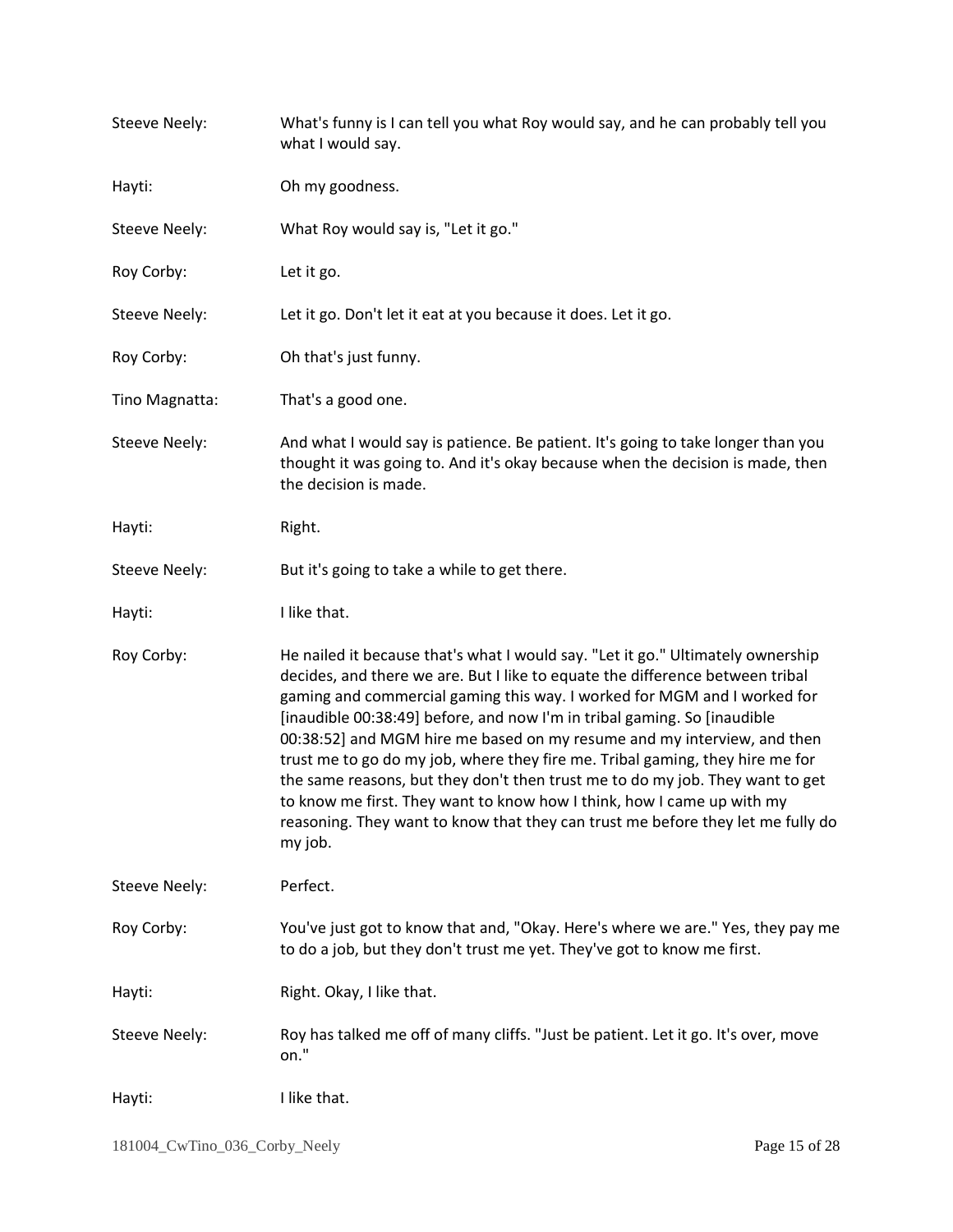Steeve Neely: What's funny is I can tell you what Roy would say, and he can probably tell you what I would say.

Hayti: Oh my goodness.

Steeve Neely: What Roy would say is, "Let it go."

Roy Corby: Let it go.

Steeve Neely: Let it go. Don't let it eat at you because it does. Let it go.

Roy Corby: Oh that's just funny.

Tino Magnatta: That's a good one.

Steeve Neely: And what I would say is patience. Be patient. It's going to take longer than you thought it was going to. And it's okay because when the decision is made, then the decision is made.

Hayti: Right.

Steeve Neely: But it's going to take a while to get there.

Hayti: I like that.

Roy Corby: He nailed it because that's what I would say. "Let it go." Ultimately ownership decides, and there we are. But I like to equate the difference between tribal gaming and commercial gaming this way. I worked for MGM and I worked for [inaudible 00:38:49] before, and now I'm in tribal gaming. So [inaudible 00:38:52] and MGM hire me based on my resume and my interview, and then trust me to go do my job, where they fire me. Tribal gaming, they hire me for the same reasons, but they don't then trust me to do my job. They want to get to know me first. They want to know how I think, how I came up with my reasoning. They want to know that they can trust me before they let me fully do my job.

Steeve Neely: Perfect.

Roy Corby: You've just got to know that and, "Okay. Here's where we are." Yes, they pay me to do a job, but they don't trust me yet. They've got to know me first.

Hayti: Right. Okay, I like that.

Steeve Neely: Roy has talked me off of many cliffs. "Just be patient. Let it go. It's over, move on."

Hayti: I like that.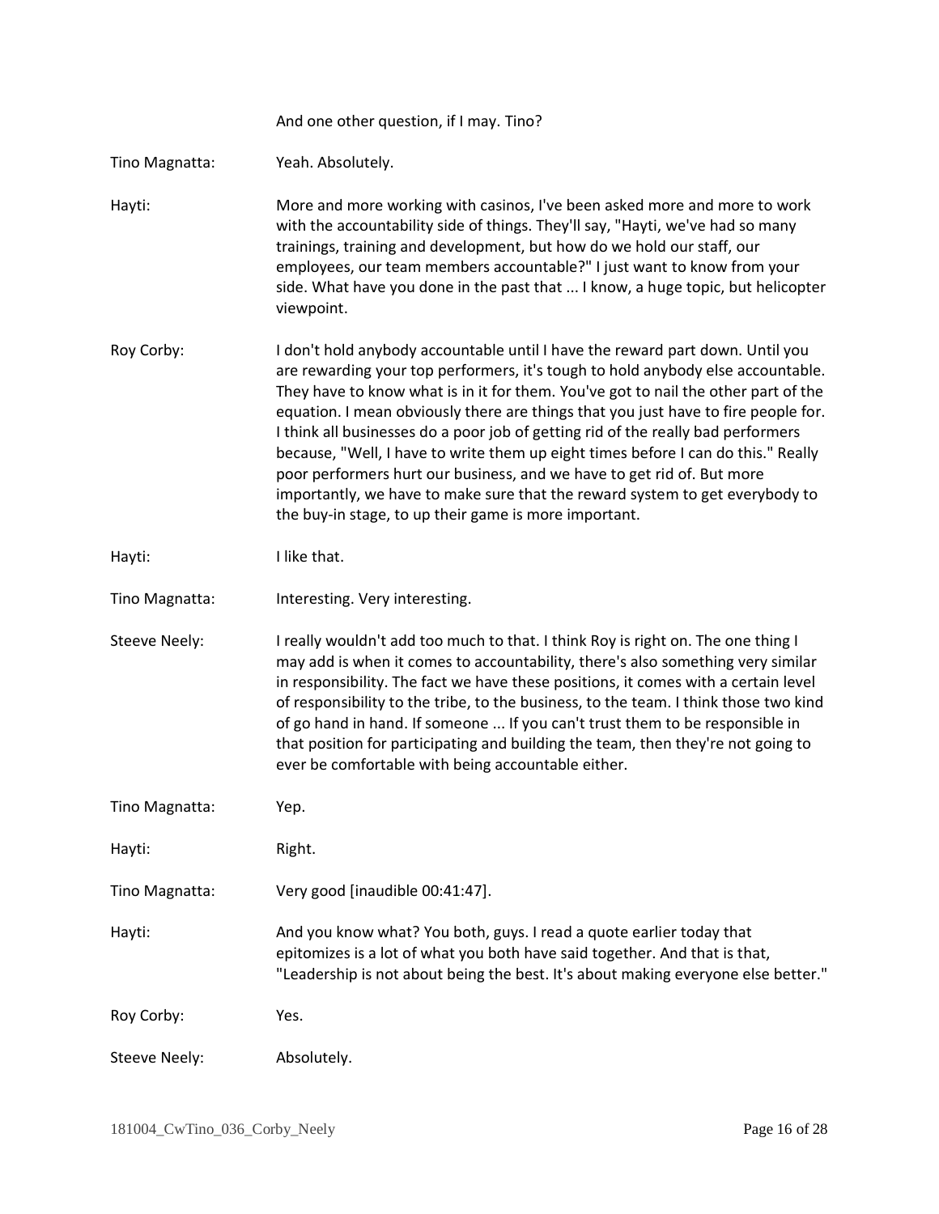And one other question, if I may. Tino?

Tino Magnatta: Yeah. Absolutely.

Hayti: More and more working with casinos, I've been asked more and more to work with the accountability side of things. They'll say, "Hayti, we've had so many trainings, training and development, but how do we hold our staff, our employees, our team members accountable?" I just want to know from your side. What have you done in the past that ... I know, a huge topic, but helicopter viewpoint.

Roy Corby: I don't hold anybody accountable until I have the reward part down. Until you are rewarding your top performers, it's tough to hold anybody else accountable. They have to know what is in it for them. You've got to nail the other part of the equation. I mean obviously there are things that you just have to fire people for. I think all businesses do a poor job of getting rid of the really bad performers because, "Well, I have to write them up eight times before I can do this." Really poor performers hurt our business, and we have to get rid of. But more importantly, we have to make sure that the reward system to get everybody to the buy-in stage, to up their game is more important.

Hayti: I like that.

Tino Magnatta: Interesting. Very interesting.

Steeve Neely: I really wouldn't add too much to that. I think Roy is right on. The one thing I may add is when it comes to accountability, there's also something very similar in responsibility. The fact we have these positions, it comes with a certain level of responsibility to the tribe, to the business, to the team. I think those two kind of go hand in hand. If someone ... If you can't trust them to be responsible in that position for participating and building the team, then they're not going to ever be comfortable with being accountable either.

Tino Magnatta: Yep.

Hayti: Right.

Tino Magnatta: Very good [inaudible 00:41:47].

Hayti: And you know what? You both, guys. I read a quote earlier today that epitomizes is a lot of what you both have said together. And that is that, "Leadership is not about being the best. It's about making everyone else better."

Roy Corby: Yes.

Steeve Neely: Absolutely.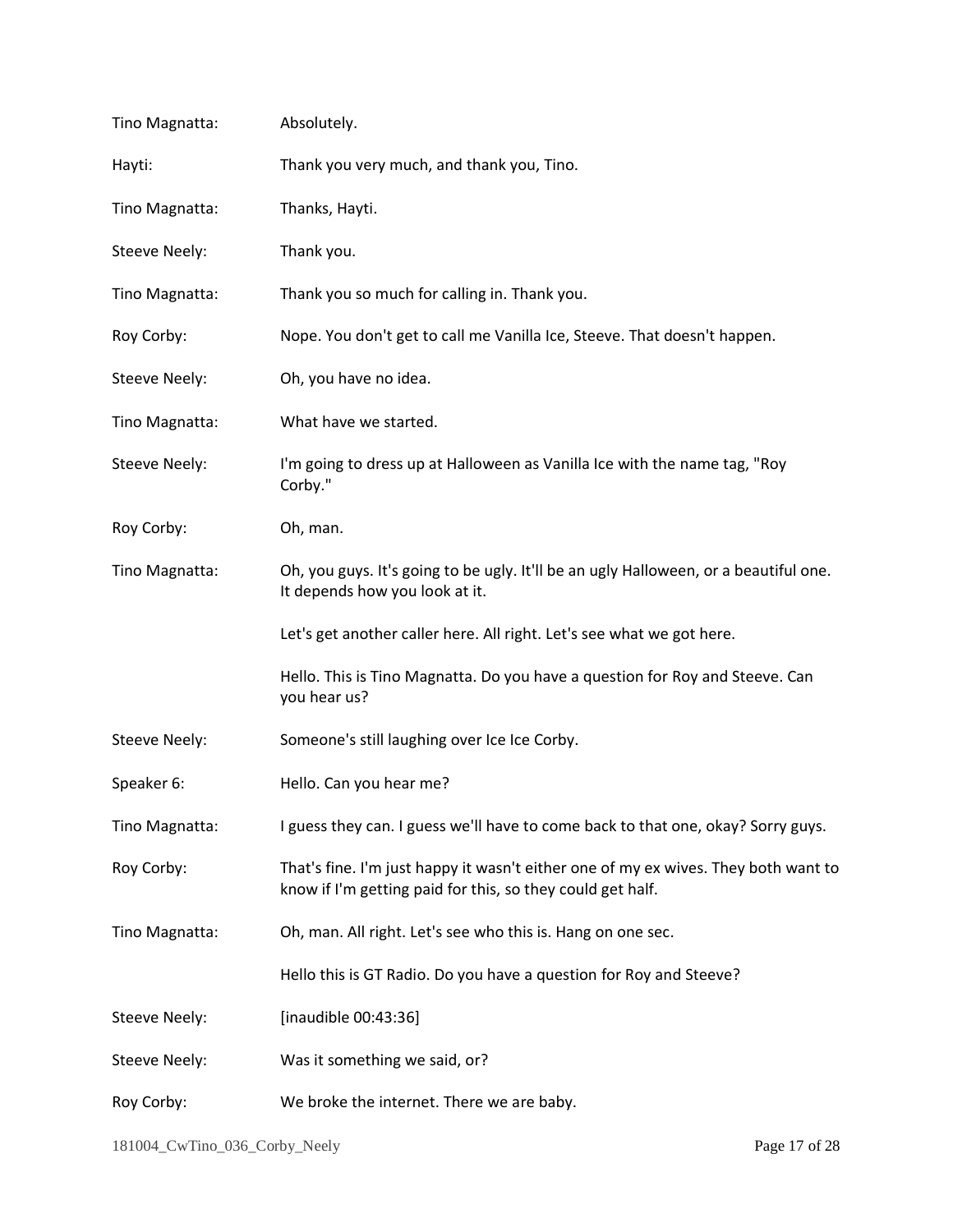Tino Magnatta: Absolutely.

Hayti: Thank you very much, and thank you, Tino.

Tino Magnatta: Thanks, Hayti.

Steeve Neely: Thank you.

Tino Magnatta: Thank you so much for calling in. Thank you.

Roy Corby: Nope. You don't get to call me Vanilla Ice, Steeve. That doesn't happen.

Steeve Neely: Oh, you have no idea.

Tino Magnatta: What have we started.

Steeve Neely: I'm going to dress up at Halloween as Vanilla Ice with the name tag, "Roy Corby."

Roy Corby: Oh, man.

Tino Magnatta: Oh, you guys. It's going to be ugly. It'll be an ugly Halloween, or a beautiful one. It depends how you look at it.

Let's get another caller here. All right. Let's see what we got here.

Hello. This is Tino Magnatta. Do you have a question for Roy and Steeve. Can you hear us?

Steeve Neely: Someone's still laughing over Ice Ice Corby.

Speaker 6: Hello. Can you hear me?

Tino Magnatta: I guess they can. I guess we'll have to come back to that one, okay? Sorry guys.

Roy Corby: That's fine. I'm just happy it wasn't either one of my ex wives. They both want to know if I'm getting paid for this, so they could get half.

Tino Magnatta: Oh, man. All right. Let's see who this is. Hang on one sec.

Hello this is GT Radio. Do you have a question for Roy and Steeve?

Steeve Neely: [inaudible 00:43:36]

Steeve Neely: Was it something we said, or?

Roy Corby: We broke the internet. There we are baby.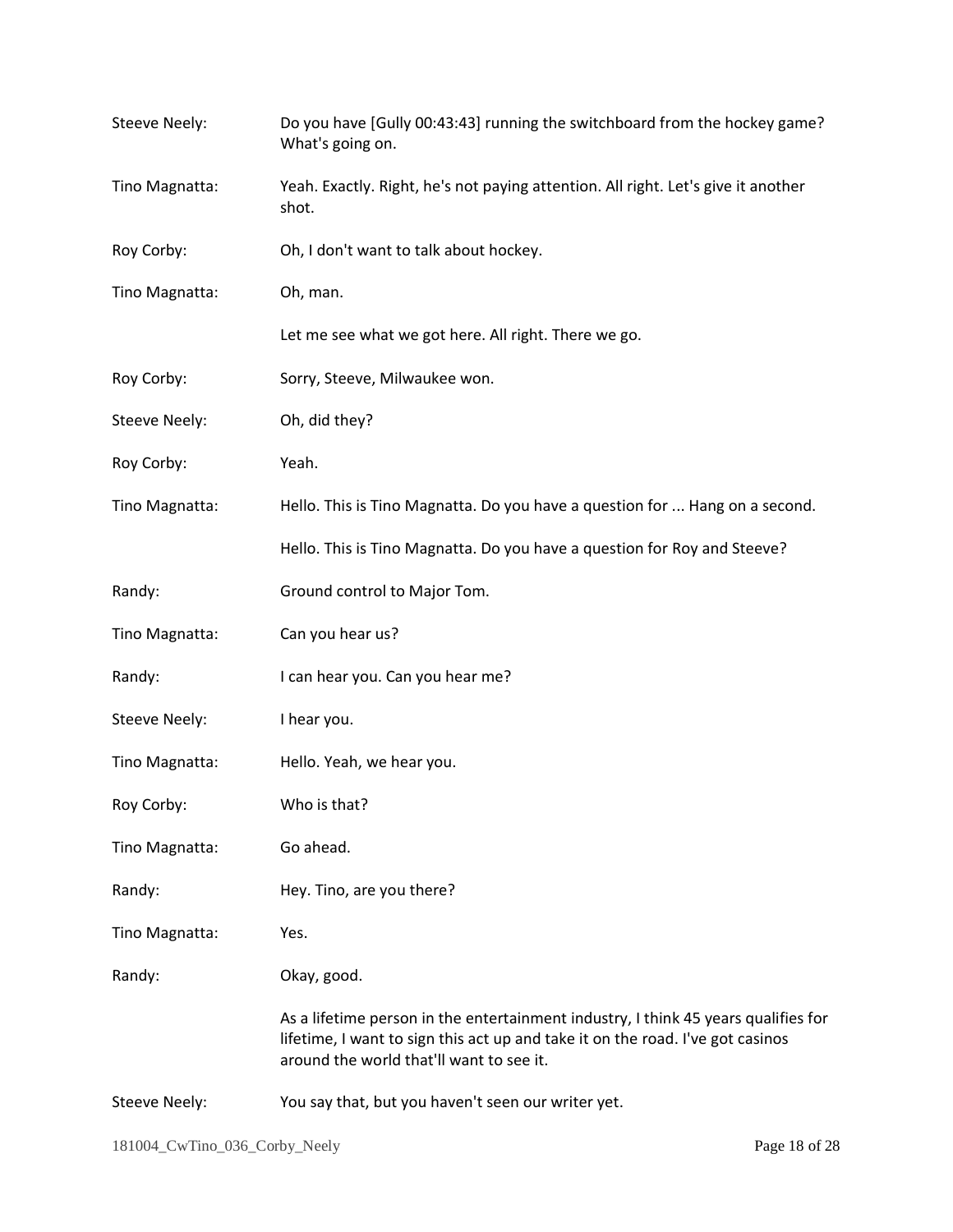Steeve Neely: Do you have [Gully 00:43:43] running the switchboard from the hockey game? What's going on.

Tino Magnatta: Yeah. Exactly. Right, he's not paying attention. All right. Let's give it another shot.

Roy Corby: Oh, I don't want to talk about hockey.

Tino Magnatta: Oh, man.

Let me see what we got here. All right. There we go.

Roy Corby: Sorry, Steeve, Milwaukee won.

Steeve Neely: Oh, did they?

Roy Corby: Yeah.

Tino Magnatta: Hello. This is Tino Magnatta. Do you have a question for ... Hang on a second.

Hello. This is Tino Magnatta. Do you have a question for Roy and Steeve?

Randy: Ground control to Major Tom.

Tino Magnatta: Can you hear us?

Randy: I can hear you. Can you hear me?

Steeve Neely: I hear you.

Tino Magnatta: Hello. Yeah, we hear you.

Roy Corby: Who is that?

Tino Magnatta: Go ahead.

Randy: Hey. Tino, are you there?

Tino Magnatta: Yes.

Randy: Okay, good.

As a lifetime person in the entertainment industry, I think 45 years qualifies for lifetime, I want to sign this act up and take it on the road. I've got casinos around the world that'll want to see it.

Steeve Neely: You say that, but you haven't seen our writer yet.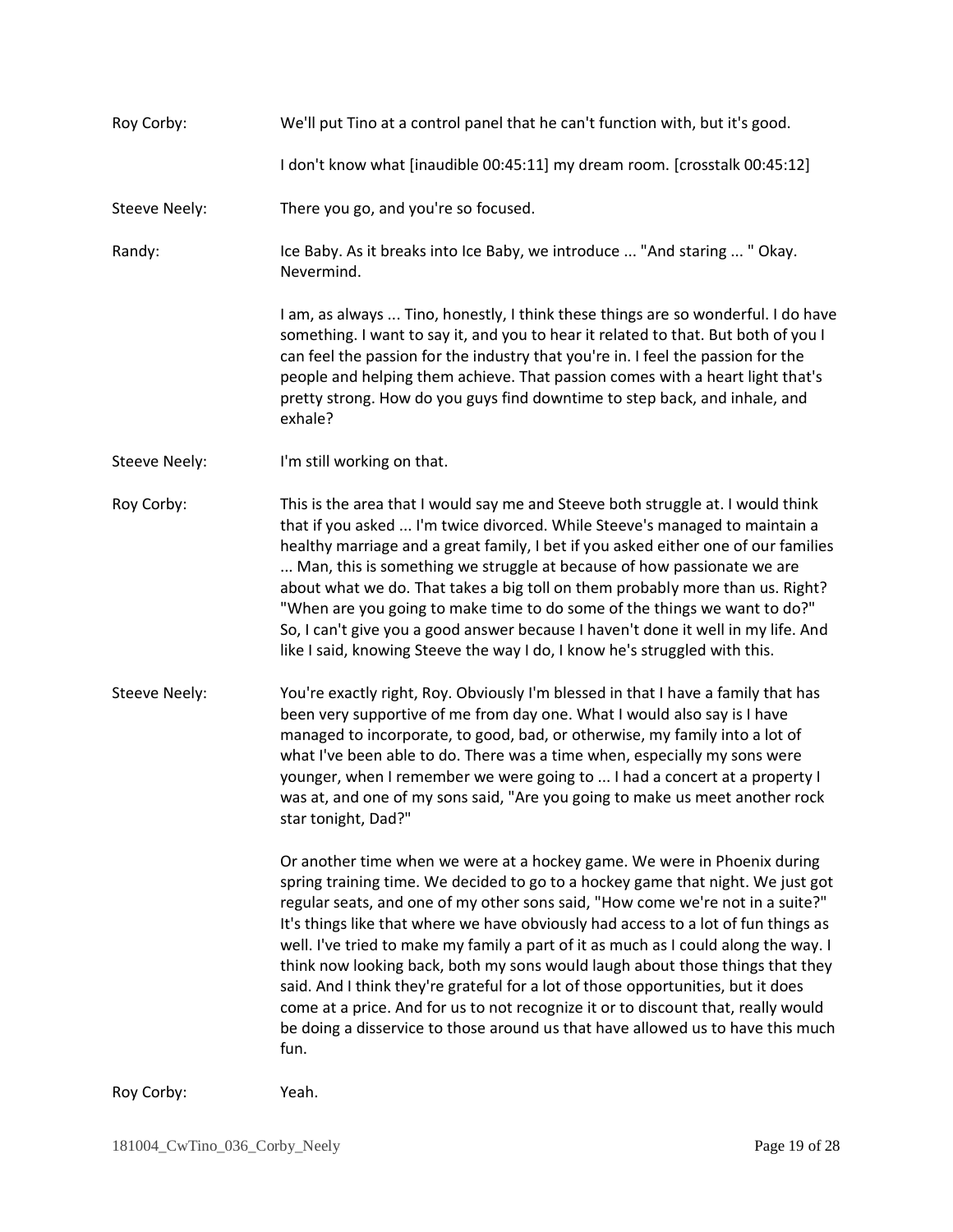Roy Corby: We'll put Tino at a control panel that he can't function with, but it's good.

I don't know what [inaudible 00:45:11] my dream room. [crosstalk 00:45:12]

Steeve Neely: There you go, and you're so focused.

Randy: Ice Baby. As it breaks into Ice Baby, we introduce ... "And staring ... " Okay. Nevermind.

I am, as always ... Tino, honestly, I think these things are so wonderful. I do have something. I want to say it, and you to hear it related to that. But both of you I can feel the passion for the industry that you're in. I feel the passion for the people and helping them achieve. That passion comes with a heart light that's pretty strong. How do you guys find downtime to step back, and inhale, and exhale?

Steeve Neely: I'm still working on that.

Roy Corby: This is the area that I would say me and Steeve both struggle at. I would think that if you asked ... I'm twice divorced. While Steeve's managed to maintain a healthy marriage and a great family, I bet if you asked either one of our families ... Man, this is something we struggle at because of how passionate we are about what we do. That takes a big toll on them probably more than us. Right? "When are you going to make time to do some of the things we want to do?" So, I can't give you a good answer because I haven't done it well in my life. And like I said, knowing Steeve the way I do, I know he's struggled with this.

Steeve Neely: You're exactly right, Roy. Obviously I'm blessed in that I have a family that has been very supportive of me from day one. What I would also say is I have managed to incorporate, to good, bad, or otherwise, my family into a lot of what I've been able to do. There was a time when, especially my sons were younger, when I remember we were going to ... I had a concert at a property I was at, and one of my sons said, "Are you going to make us meet another rock star tonight, Dad?"

Or another time when we were at a hockey game. We were in Phoenix during spring training time. We decided to go to a hockey game that night. We just got regular seats, and one of my other sons said, "How come we're not in a suite?" It's things like that where we have obviously had access to a lot of fun things as well. I've tried to make my family a part of it as much as I could along the way. I think now looking back, both my sons would laugh about those things that they said. And I think they're grateful for a lot of those opportunities, but it does come at a price. And for us to not recognize it or to discount that, really would be doing a disservice to those around us that have allowed us to have this much fun.

Roy Corby: Yeah.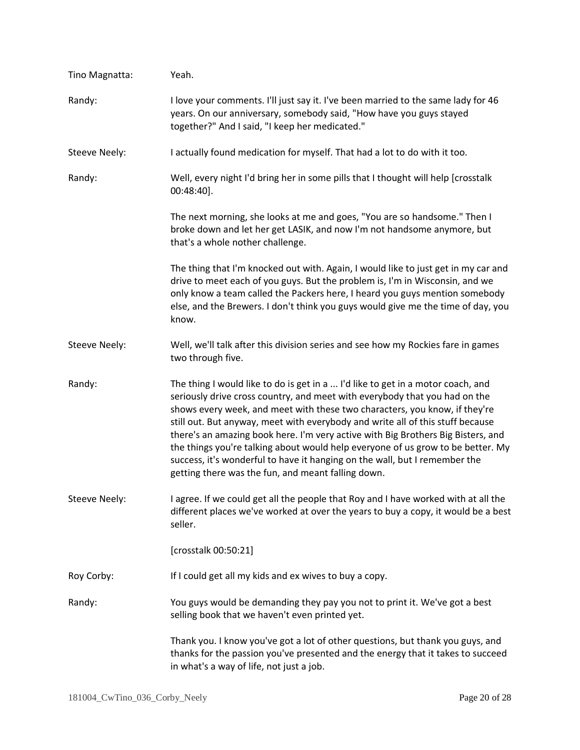Tino Magnatta: Yeah.

Randy: I love your comments. I'll just say it. I've been married to the same lady for 46 years. On our anniversary, somebody said, "How have you guys stayed together?" And I said, "I keep her medicated."

Steeve Neely: I actually found medication for myself. That had a lot to do with it too.

Randy: Well, every night I'd bring her in some pills that I thought will help [crosstalk 00:48:40].

The next morning, she looks at me and goes, "You are so handsome." Then I broke down and let her get LASIK, and now I'm not handsome anymore, but that's a whole nother challenge.

The thing that I'm knocked out with. Again, I would like to just get in my car and drive to meet each of you guys. But the problem is, I'm in Wisconsin, and we only know a team called the Packers here, I heard you guys mention somebody else, and the Brewers. I don't think you guys would give me the time of day, you know.

Steeve Neely: Well, we'll talk after this division series and see how my Rockies fare in games two through five.

Randy: The thing I would like to do is get in a ... I'd like to get in a motor coach, and seriously drive cross country, and meet with everybody that you had on the shows every week, and meet with these two characters, you know, if they're still out. But anyway, meet with everybody and write all of this stuff because there's an amazing book here. I'm very active with Big Brothers Big Bisters, and the things you're talking about would help everyone of us grow to be better. My success, it's wonderful to have it hanging on the wall, but I remember the getting there was the fun, and meant falling down.

Steeve Neely: I agree. If we could get all the people that Roy and I have worked with at all the different places we've worked at over the years to buy a copy, it would be a best seller.

[crosstalk 00:50:21]

Roy Corby: If I could get all my kids and ex wives to buy a copy.

Randy: You guys would be demanding they pay you not to print it. We've got a best selling book that we haven't even printed yet.

Thank you. I know you've got a lot of other questions, but thank you guys, and thanks for the passion you've presented and the energy that it takes to succeed in what's a way of life, not just a job.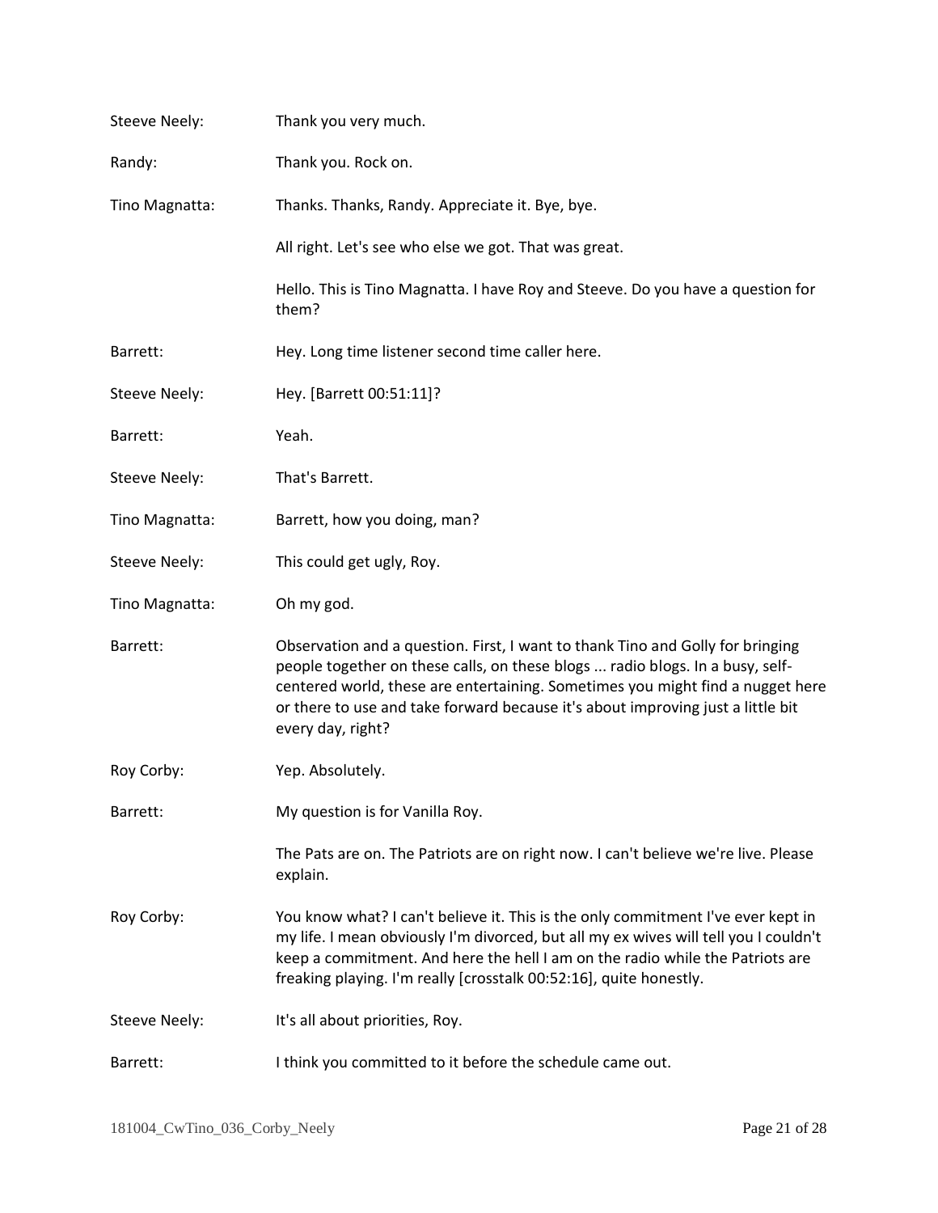Steeve Neely: Thank you very much.

Randy: Thank you. Rock on.

Tino Magnatta: Thanks. Thanks, Randy. Appreciate it. Bye, bye.

All right. Let's see who else we got. That was great.

Hello. This is Tino Magnatta. I have Roy and Steeve. Do you have a question for them?

Barrett: Hey. Long time listener second time caller here.

Steeve Neely: Hey. [Barrett 00:51:11]?

Barrett: Yeah.

Steeve Neely: That's Barrett.

Tino Magnatta: Barrett, how you doing, man?

Steeve Neely: This could get ugly, Roy.

Tino Magnatta: Oh my god.

Barrett: Observation and a question. First, I want to thank Tino and Golly for bringing people together on these calls, on these blogs ... radio blogs. In a busy, self-centered world, these are entertaining. Sometimes you might find a nugget here or there to use and take forward because it's about improving just a little bit every day, right?

Roy Corby: Yep. Absolutely.

Barrett: My question is for Vanilla Roy.

The Pats are on. The Patriots are on right now. I can't believe we're live. Please explain.

Roy Corby: You know what? I can't believe it. This is the only commitment I've ever kept in my life. I mean obviously I'm divorced, but all my ex wives will tell you I couldn't keep a commitment. And here the hell I am on the radio while the Patriots are freaking playing. I'm really [crosstalk 00:52:16], quite honestly.

Steeve Neely: It's all about priorities, Roy.

Barrett: I think you committed to it before the schedule came out.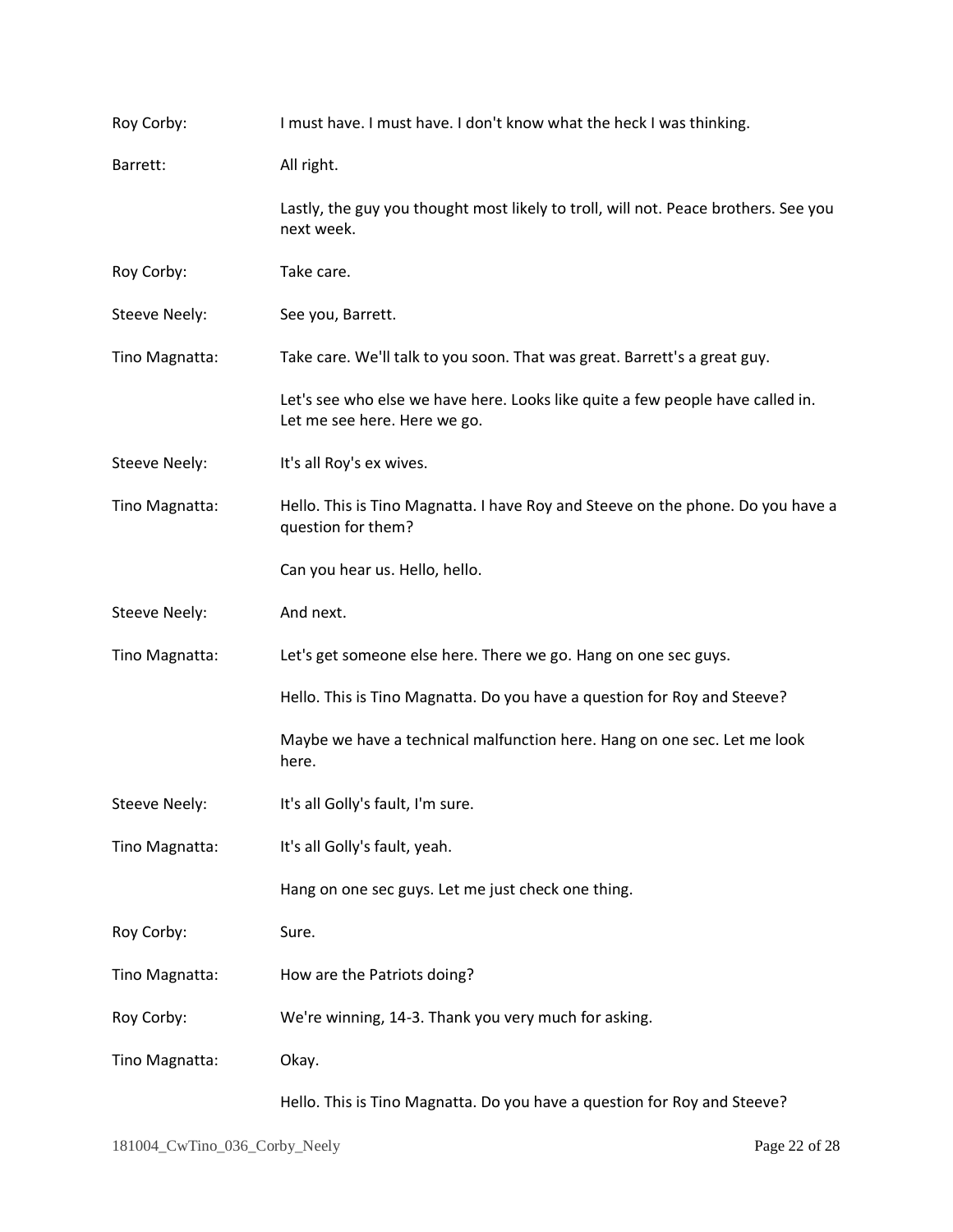Roy Corby: I must have. I must have. I don't know what the heck I was thinking.

Barrett: All right.

Lastly, the guy you thought most likely to troll, will not. Peace brothers. See you next week.

Roy Corby: Take care.

Steeve Neely: See you, Barrett.

Tino Magnatta: Take care. We'll talk to you soon. That was great. Barrett's a great guy.

Let's see who else we have here. Looks like quite a few people have called in. Let me see here. Here we go.

Steeve Neely: It's all Roy's ex wives.

Tino Magnatta: Hello. This is Tino Magnatta. I have Roy and Steeve on the phone. Do you have a question for them?

Can you hear us. Hello, hello.

Steeve Neely: And next.

Tino Magnatta: Let's get someone else here. There we go. Hang on one sec guys.

Hello. This is Tino Magnatta. Do you have a question for Roy and Steeve?

Maybe we have a technical malfunction here. Hang on one sec. Let me look here.

Steeve Neely: It's all Golly's fault, I'm sure.

Tino Magnatta: It's all Golly's fault, yeah.

Hang on one sec guys. Let me just check one thing.

Roy Corby: Sure.

Tino Magnatta: How are the Patriots doing?

Roy Corby: We're winning, 14-3. Thank you very much for asking.

Tino Magnatta: Okay.

Hello. This is Tino Magnatta. Do you have a question for Roy and Steeve?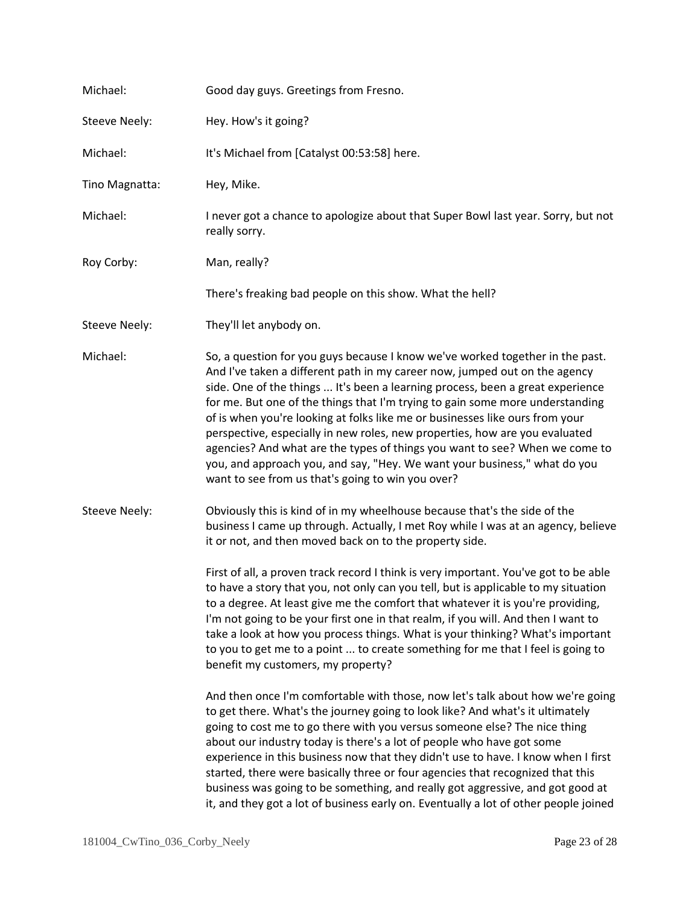Michael: Good day guys. Greetings from Fresno.

Steeve Neely: Hey. How's it going?

Michael: It's Michael from [Catalyst 00:53:58] here.

Tino Magnatta: Hey, Mike.

Michael: I never got a chance to apologize about that Super Bowl last year. Sorry, but not really sorry.

Roy Corby: Man, really?

There's freaking bad people on this show. What the hell?

Steeve Neely: They'll let anybody on.

Michael: So, a question for you guys because I know we've worked together in the past. And I've taken a different path in my career now, jumped out on the agency side. One of the things ... It's been a learning process, been a great experience for me. But one of the things that I'm trying to gain some more understanding of is when you're looking at folks like me or businesses like ours from your perspective, especially in new roles, new properties, how are you evaluated agencies? And what are the types of things you want to see? When we come to you, and approach you, and say, "Hey. We want your business," what do you want to see from us that's going to win you over?

Steeve Neely: Obviously this is kind of in my wheelhouse because that's the side of the business I came up through. Actually, I met Roy while I was at an agency, believe it or not, and then moved back on to the property side.

First of all, a proven track record I think is very important. You've got to be able to have a story that you, not only can you tell, but is applicable to my situation to a degree. At least give me the comfort that whatever it is you're providing, I'm not going to be your first one in that realm, if you will. And then I want to take a look at how you process things. What is your thinking? What's important to you to get me to a point ... to create something for me that I feel is going to benefit my customers, my property?

And then once I'm comfortable with those, now let's talk about how we're going to get there. What's the journey going to look like? And what's it ultimately going to cost me to go there with you versus someone else? The nice thing about our industry today is there's a lot of people who have got some experience in this business now that they didn't use to have. I know when I first started, there were basically three or four agencies that recognized that this business was going to be something, and really got aggressive, and got good at it, and they got a lot of business early on. Eventually a lot of other people joined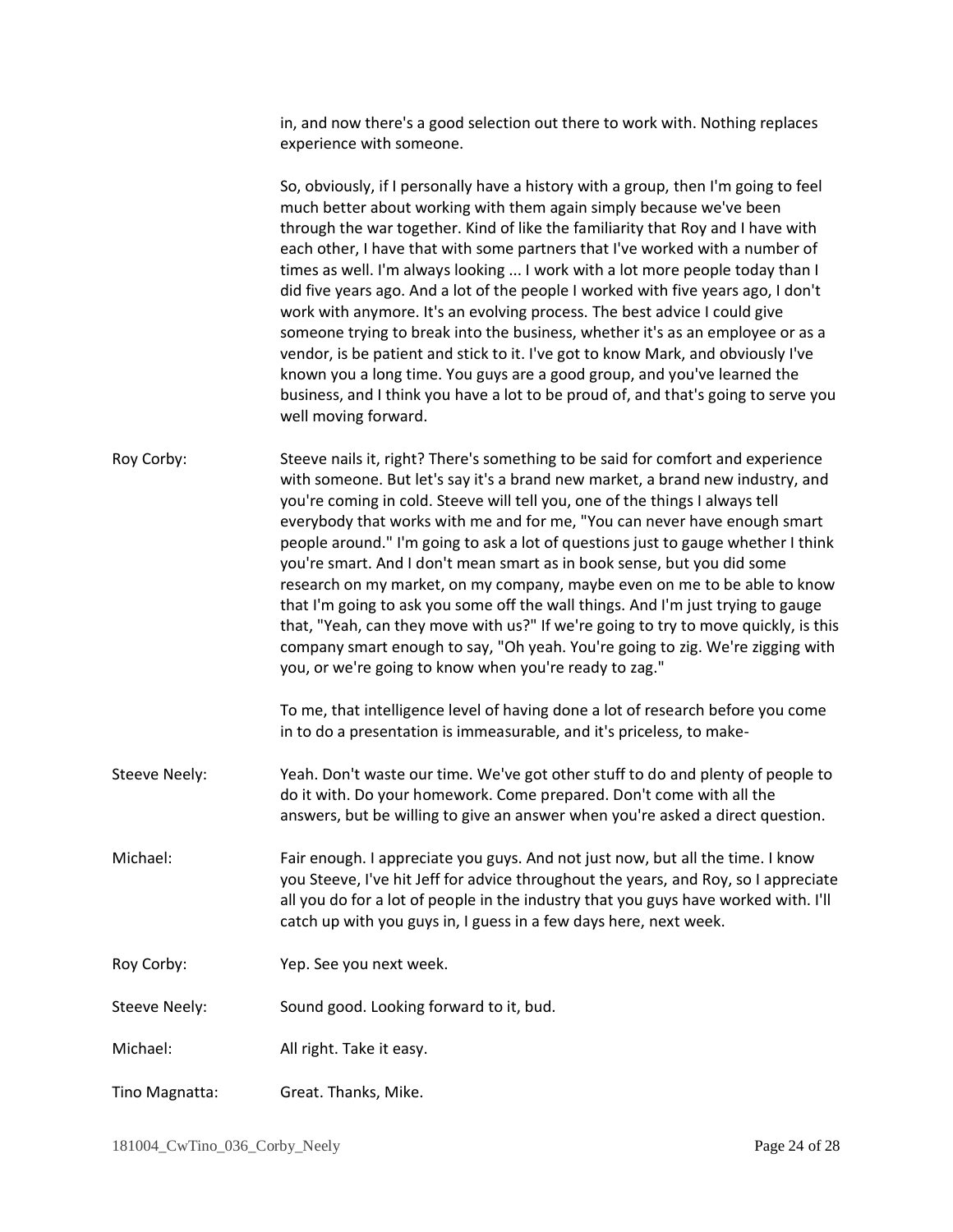in, and now there's a good selection out there to work with. Nothing replaces experience with someone.

So, obviously, if I personally have a history with a group, then I'm going to feel much better about working with them again simply because we've been through the war together. Kind of like the familiarity that Roy and I have with each other, I have that with some partners that I've worked with a number of times as well. I'm always looking ... I work with a lot more people today than I did five years ago. And a lot of the people I worked with five years ago, I don't work with anymore. It's an evolving process. The best advice I could give someone trying to break into the business, whether it's as an employee or as a vendor, is be patient and stick to it. I've got to know Mark, and obviously I've known you a long time. You guys are a good group, and you've learned the business, and I think you have a lot to be proud of, and that's going to serve you well moving forward.

Roy Corby: Steeve nails it, right? There's something to be said for comfort and experience with someone. But let's say it's a brand new market, a brand new industry, and you're coming in cold. Steeve will tell you, one of the things I always tell everybody that works with me and for me, "You can never have enough smart people around." I'm going to ask a lot of questions just to gauge whether I think you're smart. And I don't mean smart as in book sense, but you did some research on my market, on my company, maybe even on me to be able to know that I'm going to ask you some off the wall things. And I'm just trying to gauge that, "Yeah, can they move with us?" If we're going to try to move quickly, is this company smart enough to say, "Oh yeah. You're going to zig. We're zigging with you, or we're going to know when you're ready to zag."

To me, that intelligence level of having done a lot of research before you come in to do a presentation is immeasurable, and it's priceless, to make-

Steeve Neely: Yeah. Don't waste our time. We've got other stuff to do and plenty of people to do it with. Do your homework. Come prepared. Don't come with all the answers, but be willing to give an answer when you're asked a direct question.

Michael: Fair enough. I appreciate you guys. And not just now, but all the time. I know you Steeve, I've hit Jeff for advice throughout the years, and Roy, so I appreciate all you do for a lot of people in the industry that you guys have worked with. I'll catch up with you guys in, I guess in a few days here, next week.

Roy Corby: Yep. See you next week.

Steeve Neely: Sound good. Looking forward to it, bud.

Michael: All right. Take it easy.

Tino Magnatta: Great. Thanks, Mike.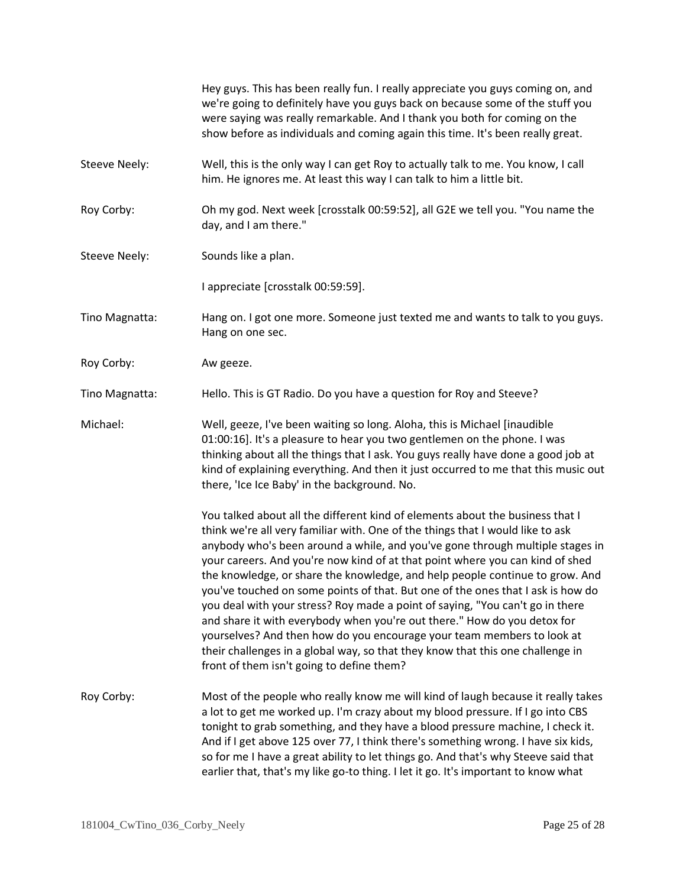Hey guys. This has been really fun. I really appreciate you guys coming on, and we're going to definitely have you guys back on because some of the stuff you were saying was really remarkable. And I thank you both for coming on the show before as individuals and coming again this time. It's been really great.

**Steeve Neely:** Well, this is the only way I can get Roy to actually talk to me. You know, I call him. He ignores me. At least this way I can talk to him a little bit.

**Roy Corby:** Oh my god. Next week [crosstalk 00:59:52], all G2E we tell you. "You name the day, and I am there."

**Steeve Neely:** Sounds like a plan.

I appreciate [crosstalk 00:59:59].

**Tino Magnatta:** Hang on. I got one more. Someone just texted me and wants to talk to you guys. Hang on one sec.

**Roy Corby:** Aw geeze.

**Tino Magnatta:** Hello. This is GT Radio. Do you have a question for Roy and Steeve?

**Michael:** Well, geeze, I've been waiting so long. Aloha, this is Michael [inaudible 01:00:16]. It's a pleasure to hear you two gentlemen on the phone. I was thinking about all the things that I ask. You guys really have done a good job at kind of explaining everything. And then it just occurred to me that this music out there, 'Ice Ice Baby' in the background. No.

You talked about all the different kind of elements about the business that I think we're all very familiar with. One of the things that I would like to ask anybody who's been around a while, and you've gone through multiple stages in your careers. And you're now kind of at that point where you can kind of shed the knowledge, or share the knowledge, and help people continue to grow. And you've touched on some points of that. But one of the ones that I ask is how do you deal with your stress? Roy made a point of saying, "You can't go in there and share it with everybody when you're out there." How do you detox for yourselves? And then how do you encourage your team members to look at their challenges in a global way, so that they know that this one challenge in front of them isn't going to define them?

**Roy Corby:** Most of the people who really know me will kind of laugh because it really takes a lot to get me worked up. I'm crazy about my blood pressure. If I go into CBS tonight to grab something, and they have a blood pressure machine, I check it. And if I get above 125 over 77, I think there's something wrong. I have six kids, so for me I have a great ability to let things go. And that's why Steeve said that earlier that, that's my like go-to thing. I let it go. It's important to know what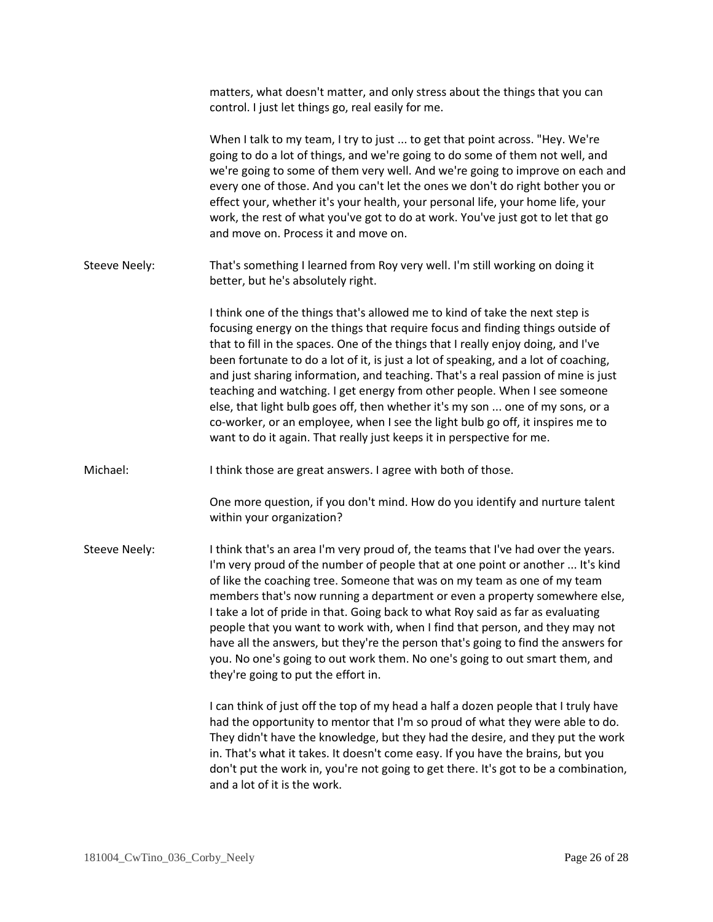matters, what doesn't matter, and only stress about the things that you can control. I just let things go, real easily for me.

When I talk to my team, I try to just ... to get that point across. "Hey. We're going to do a lot of things, and we're going to do some of them not well, and we're going to some of them very well. And we're going to improve on each and every one of those. And you can't let the ones we don't do right bother you or effect your, whether it's your health, your personal life, your home life, your work, the rest of what you've got to do at work. You've just got to let that go and move on. Process it and move on.

**Steeve Neely:** That's something I learned from Roy very well. I'm still working on doing it better, but he's absolutely right.

I think one of the things that's allowed me to kind of take the next step is focusing energy on the things that require focus and finding things outside of that to fill in the spaces. One of the things that I really enjoy doing, and I've been fortunate to do a lot of it, is just a lot of speaking, and a lot of coaching, and just sharing information, and teaching. That's a real passion of mine is just teaching and watching. I get energy from other people. When I see someone else, that light bulb goes off, then whether it's my son ... one of my sons, or a co-worker, or an employee, when I see the light bulb go off, it inspires me to want to do it again. That really just keeps it in perspective for me.

**Michael:** I think those are great answers. I agree with both of those.

One more question, if you don't mind. How do you identify and nurture talent within your organization?

**Steeve Neely:** I think that's an area I'm very proud of, the teams that I've had over the years. I'm very proud of the number of people that at one point or another ... It's kind of like the coaching tree. Someone that was on my team as one of my team members that's now running a department or even a property somewhere else, I take a lot of pride in that. Going back to what Roy said as far as evaluating people that you want to work with, when I find that person, and they may not have all the answers, but they're the person that's going to find the answers for you. No one's going to out work them. No one's going to out smart them, and they're going to put the effort in.

I can think of just off the top of my head a half a dozen people that I truly have had the opportunity to mentor that I'm so proud of what they were able to do. They didn't have the knowledge, but they had the desire, and they put the work in. That's what it takes. It doesn't come easy. If you have the brains, but you don't put the work in, you're not going to get there. It's got to be a combination, and a lot of it is the work.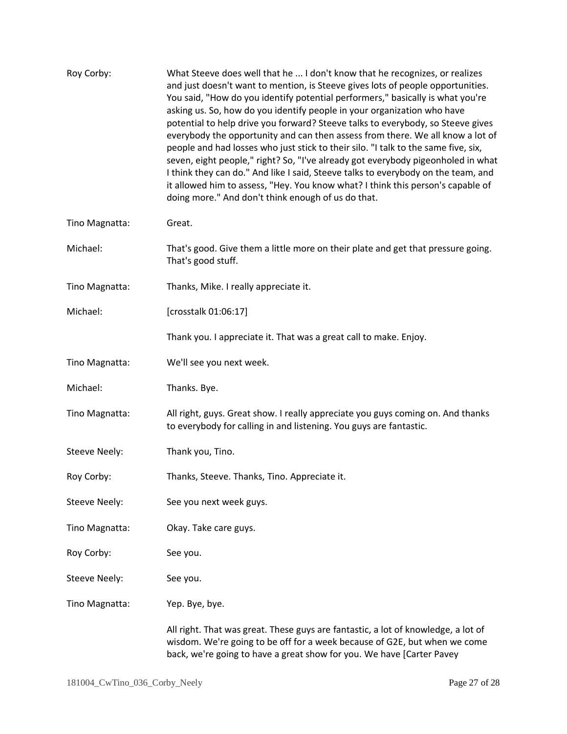Roy Corby: What Steeve does well that he ... I don't know that he recognizes, or realizes and just doesn't want to mention, is Steeve gives lots of people opportunities. You said, "How do you identify potential performers," basically is what you're asking us. So, how do you identify people in your organization who have potential to help drive you forward? Steeve talks to everybody, so Steeve gives everybody the opportunity and can then assess from there. We all know a lot of people and had losses who just stick to their silo. "I talk to the same five, six, seven, eight people," right? So, "I've already got everybody pigeonholed in what I think they can do." And like I said, Steeve talks to everybody on the team, and it allowed him to assess, "Hey. You know what? I think this person's capable of doing more." And don't think enough of us do that.

Tino Magnatta: Great.

Michael: That's good. Give them a little more on their plate and get that pressure going. That's good stuff.

Tino Magnatta: Thanks, Mike. I really appreciate it.

Michael: [crosstalk 01:06:17]

Thank you. I appreciate it. That was a great call to make. Enjoy.

Tino Magnatta: We'll see you next week.

Michael: Thanks. Bye.

Tino Magnatta: All right, guys. Great show. I really appreciate you guys coming on. And thanks to everybody for calling in and listening. You guys are fantastic.

Steeve Neely: Thank you, Tino.

Roy Corby: Thanks, Steeve. Thanks, Tino. Appreciate it.

Steeve Neely: See you next week guys.

Tino Magnatta: Okay. Take care guys.

Roy Corby: See you.

Steeve Neely: See you.

Tino Magnatta: Yep. Bye, bye.

All right. That was great. These guys are fantastic, a lot of knowledge, a lot of wisdom. We're going to be off for a week because of G2E, but when we come back, we're going to have a great show for you. We have [Carter Pavey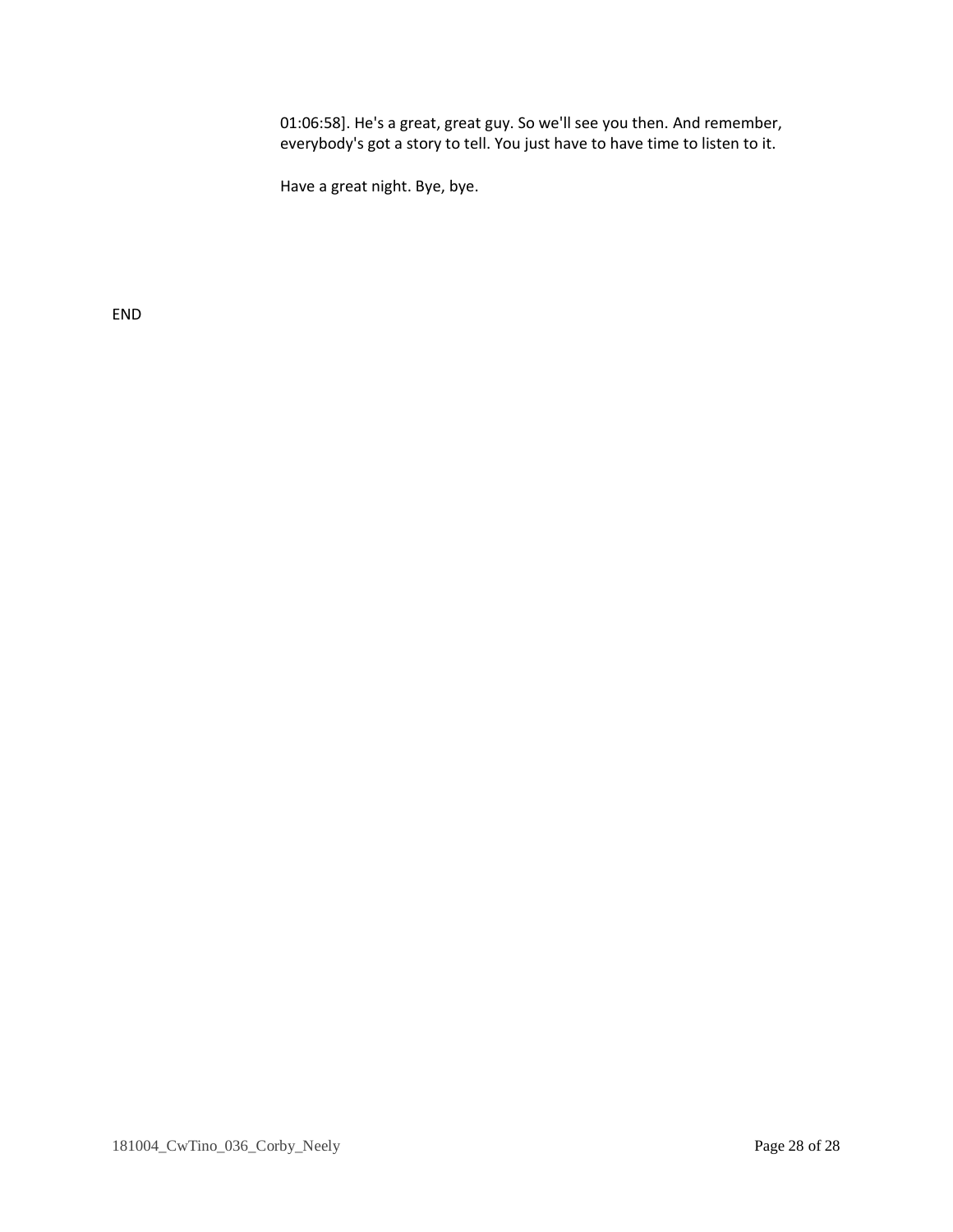01:06:58]. He's a great, great guy. So we'll see you then. And remember, everybody's got a story to tell. You just have to have time to listen to it.

Have a great night. Bye, bye.

END